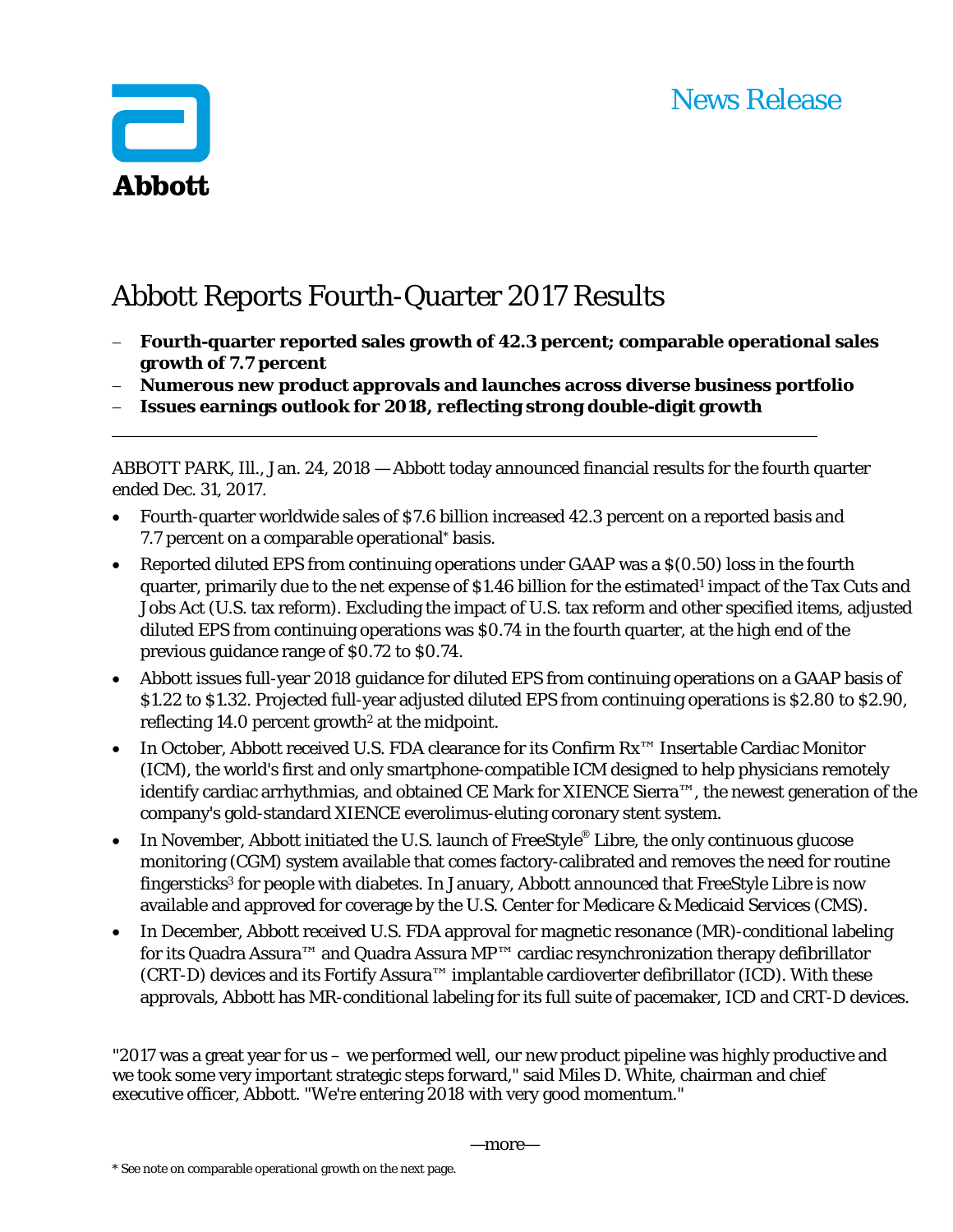Abbott

News Release

# Abbott Reports Fourth-Quarter 2017 Results

- **Fourth-quarter reported sales growth of 42.3 percent; comparable operational sales growth of 7.7 percent**
- **Numerous new product approvals and launches across diverse business portfolio**
- **Issues earnings outlook for 2018, reflecting strong double-digit growth**

---

ABBOTT PARK, Ill., Jan. 24, 2018 — Abbott today announced financial results for the fourth quarter ended Dec. 31, 2017.

- Fourth-quarter worldwide sales of $7.6 billion increased 42.3 percent on a reported basis and 7.7 percent on a comparable operational* basis.
- Reported diluted EPS from continuing operations under GAAP was a $(0.50) loss in the fourth quarter, primarily due to the net expense of $1.46 billion for the estimated[1] impact of the Tax Cuts and Jobs Act (U.S. tax reform). Excluding the impact of U.S. tax reform and other specified items, adjusted diluted EPS from continuing operations was $0.74 in the fourth quarter, at the high end of the previous guidance range of $0.72 to $0.74.
- Abbott issues full-year 2018 guidance for diluted EPS from continuing operations on a GAAP basis of $1.22 to $1.32. Projected full-year adjusted diluted EPS from continuing operations is $2.80 to $2.90, reflecting 14.0 percent growth[2] at the midpoint.
- In October, Abbott received U.S. FDA clearance for its Confirm Rx™ Insertable Cardiac Monitor (ICM), the world's first and only smartphone-compatible ICM designed to help physicians remotely identify cardiac arrhythmias, and obtained CE Mark for XIENCE Sierra™, the newest generation of the company's gold-standard XIENCE everolimus-eluting coronary stent system.
- In November, Abbott initiated the U.S. launch of FreeStyle® Libre, the only continuous glucose monitoring (CGM) system available that comes factory-calibrated and removes the need for routine fingersticks[3] for people with diabetes. In January, Abbott announced that FreeStyle Libre is now available and approved for coverage by the U.S. Center for Medicare & Medicaid Services (CMS).
- In December, Abbott received U.S. FDA approval for magnetic resonance (MR)-conditional labeling for its Quadra Assura™ and Quadra Assura MP™ cardiac resynchronization therapy defibrillator (CRT-D) devices and its Fortify Assura™ implantable cardioverter defibrillator (ICD). With these approvals, Abbott has MR-conditional labeling for its full suite of pacemaker, ICD and CRT-D devices.

"2017 was a great year for us – we performed well, our new product pipeline was highly productive and we took some very important strategic steps forward," said Miles D. White, chairman and chief executive officer, Abbott. "We're entering 2018 with very good momentum."

—more—

\* See note on comparable operational growth on the next page.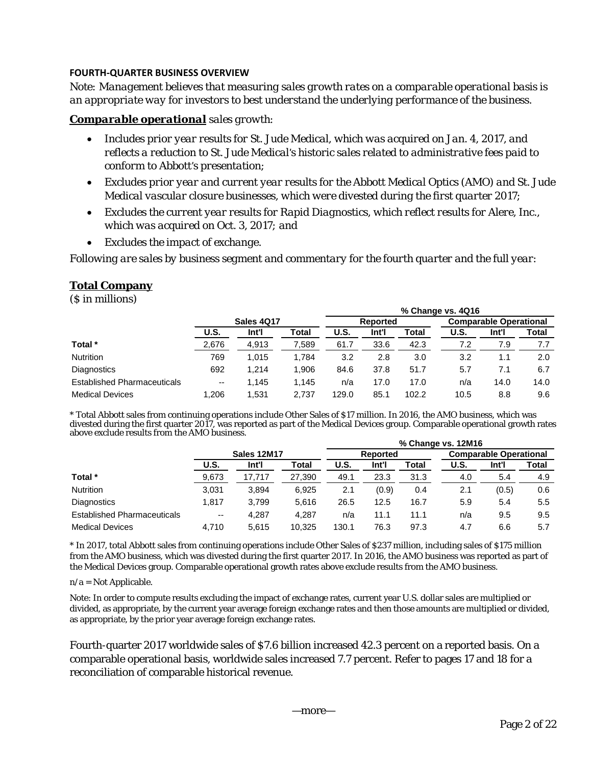**FOURTH-QUARTER BUSINESS OVERVIEW**

*Note: Management believes that measuring sales growth rates on a comparable operational basis is an appropriate way for investors to best understand the underlying performance of the business.*

***Comparable operational*** *sales growth:*

- *Includes prior year results for St. Jude Medical, which was acquired on Jan. 4, 2017, and reflects a reduction to St. Jude Medical's historic sales related to administrative fees paid to conform to Abbott's presentation;*
- *Excludes prior year and current year results for the Abbott Medical Optics (AMO) and St. Jude Medical vascular closure businesses, which were divested during the first quarter 2017;*
- *Excludes the current year results for Rapid Diagnostics, which reflect results for Alere, Inc., which was acquired on Oct. 3, 2017; and*
- *Excludes the impact of exchange.*

*Following are sales by business segment and commentary for the fourth quarter and the full year:*

## Total Company

($ in millions)

| | Sales 4Q17 | | | % Change vs. 4Q16 | | | | | |
|---|---|---|---|---|---|---|---|---|---|
| | | | | Reported | | | Comparable Operational | | |
| | U.S. | Int'l | Total | U.S. | Int'l | Total | U.S. | Int'l | Total |
| Total * | 2,676 | 4,913 | 7,589 | 61.7 | 33.6 | 42.3 | 7.2 | 7.9 | 7.7 |
| Nutrition | 769 | 1,015 | 1,784 | 3.2 | 2.8 | 3.0 | 3.2 | 1.1 | 2.0 |
| Diagnostics | 692 | 1,214 | 1,906 | 84.6 | 37.8 | 51.7 | 5.7 | 7.1 | 6.7 |
| Established Pharmaceuticals | -- | 1,145 | 1,145 | n/a | 17.0 | 17.0 | n/a | 14.0 | 14.0 |
| Medical Devices | 1,206 | 1,531 | 2,737 | 129.0 | 85.1 | 102.2 | 10.5 | 8.8 | 9.6 |

\* Total Abbott sales from continuing operations include Other Sales of $17 million. In 2016, the AMO business, which was divested during the first quarter 2017, was reported as part of the Medical Devices group. Comparable operational growth rates above exclude results from the AMO business.

| | Sales 12M17 | | | % Change vs. 12M16 | | | | | |
|---|---|---|---|---|---|---|---|---|---|
| | | | | Reported | | | Comparable Operational | | |
| | U.S. | Int'l | Total | U.S. | Int'l | Total | U.S. | Int'l | Total |
| Total * | 9,673 | 17,717 | 27,390 | 49.1 | 23.3 | 31.3 | 4.0 | 5.4 | 4.9 |
| Nutrition | 3,031 | 3,894 | 6,925 | 2.1 | (0.9) | 0.4 | 2.1 | (0.5) | 0.6 |
| Diagnostics | 1,817 | 3,799 | 5,616 | 26.5 | 12.5 | 16.7 | 5.9 | 5.4 | 5.5 |
| Established Pharmaceuticals | -- | 4,287 | 4,287 | n/a | 11.1 | 11.1 | n/a | 9.5 | 9.5 |
| Medical Devices | 4,710 | 5,615 | 10,325 | 130.1 | 76.3 | 97.3 | 4.7 | 6.6 | 5.7 |

\* In 2017, total Abbott sales from continuing operations include Other Sales of $237 million, including sales of $175 million from the AMO business, which was divested during the first quarter 2017. In 2016, the AMO business was reported as part of the Medical Devices group. Comparable operational growth rates above exclude results from the AMO business.

n/a = Not Applicable.

Note: In order to compute results excluding the impact of exchange rates, current year U.S. dollar sales are multiplied or divided, as appropriate, by the current year average foreign exchange rates and then those amounts are multiplied or divided, as appropriate, by the prior year average foreign exchange rates.

Fourth-quarter 2017 worldwide sales of $7.6 billion increased 42.3 percent on a reported basis. On a comparable operational basis, worldwide sales increased 7.7 percent. Refer to pages 17 and 18 for a reconciliation of comparable historical revenue.

—more—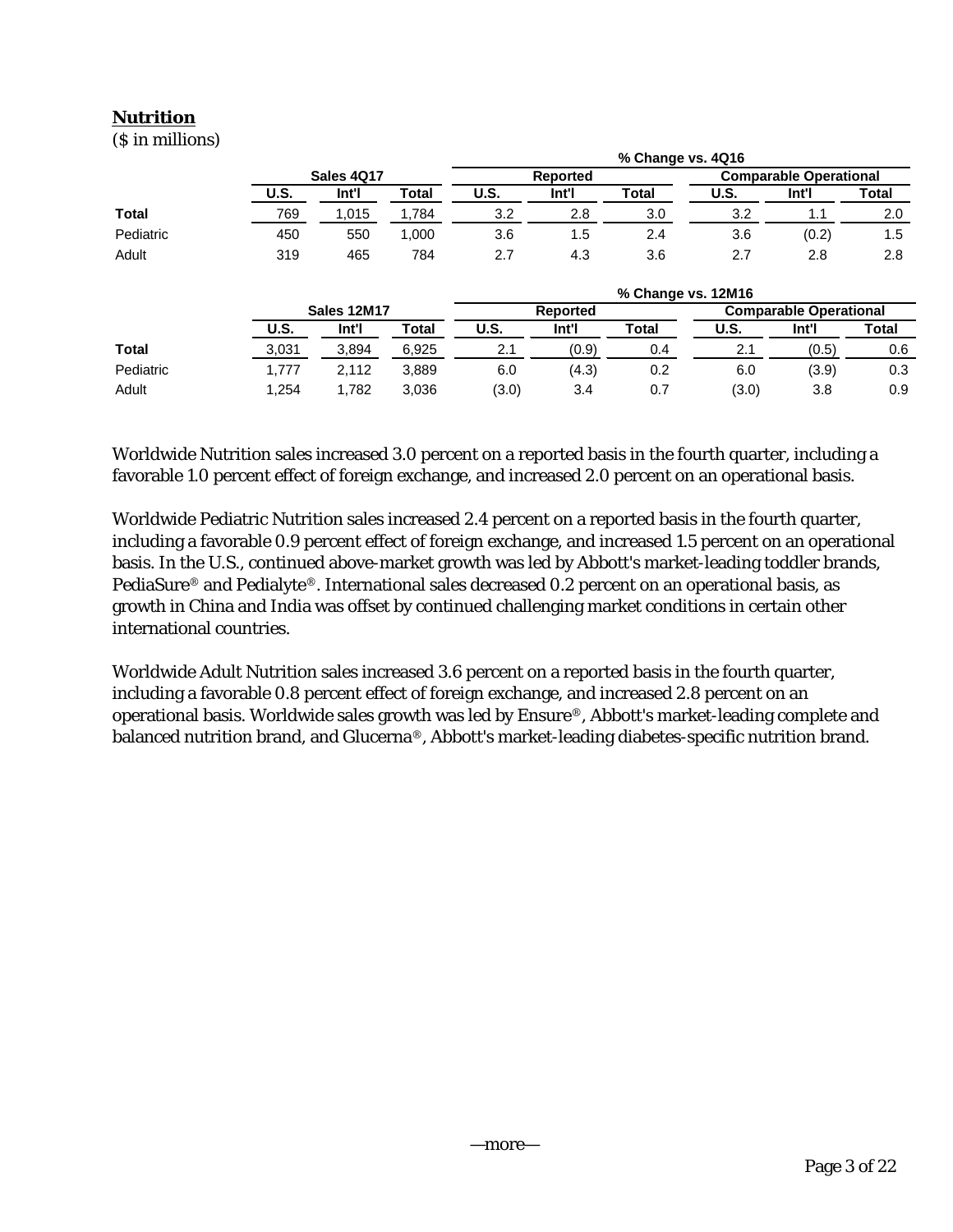## Nutrition

($ in millions)

| | Sales 4Q17 | | | % Change vs. 4Q16 | | | | | |
|---|---|---|---|---|---|---|---|---|---|
| | | | | Reported | | | Comparable Operational | | |
| | U.S. | Int'l | Total | U.S. | Int'l | Total | U.S. | Int'l | Total |
| **Total** | 769 | 1,015 | 1,784 | 3.2 | 2.8 | 3.0 | 3.2 | 1.1 | 2.0 |
| Pediatric | 450 | 550 | 1,000 | 3.6 | 1.5 | 2.4 | 3.6 | (0.2) | 1.5 |
| Adult | 319 | 465 | 784 | 2.7 | 4.3 | 3.6 | 2.7 | 2.8 | 2.8 |

| | Sales 12M17 | | | % Change vs. 12M16 | | | | | |
|---|---|---|---|---|---|---|---|---|---|
| | | | | Reported | | | Comparable Operational | | |
| | U.S. | Int'l | Total | U.S. | Int'l | Total | U.S. | Int'l | Total |
| **Total** | 3,031 | 3,894 | 6,925 | 2.1 | (0.9) | 0.4 | 2.1 | (0.5) | 0.6 |
| Pediatric | 1,777 | 2,112 | 3,889 | 6.0 | (4.3) | 0.2 | 6.0 | (3.9) | 0.3 |
| Adult | 1,254 | 1,782 | 3,036 | (3.0) | 3.4 | 0.7 | (3.0) | 3.8 | 0.9 |

Worldwide Nutrition sales increased 3.0 percent on a reported basis in the fourth quarter, including a favorable 1.0 percent effect of foreign exchange, and increased 2.0 percent on an operational basis.

Worldwide Pediatric Nutrition sales increased 2.4 percent on a reported basis in the fourth quarter, including a favorable 0.9 percent effect of foreign exchange, and increased 1.5 percent on an operational basis. In the U.S., continued above-market growth was led by Abbott's market-leading toddler brands, PediaSure® and Pedialyte®. International sales decreased 0.2 percent on an operational basis, as growth in China and India was offset by continued challenging market conditions in certain other international countries.

Worldwide Adult Nutrition sales increased 3.6 percent on a reported basis in the fourth quarter, including a favorable 0.8 percent effect of foreign exchange, and increased 2.8 percent on an operational basis. Worldwide sales growth was led by Ensure®, Abbott's market-leading complete and balanced nutrition brand, and Glucerna®, Abbott's market-leading diabetes-specific nutrition brand.

—more—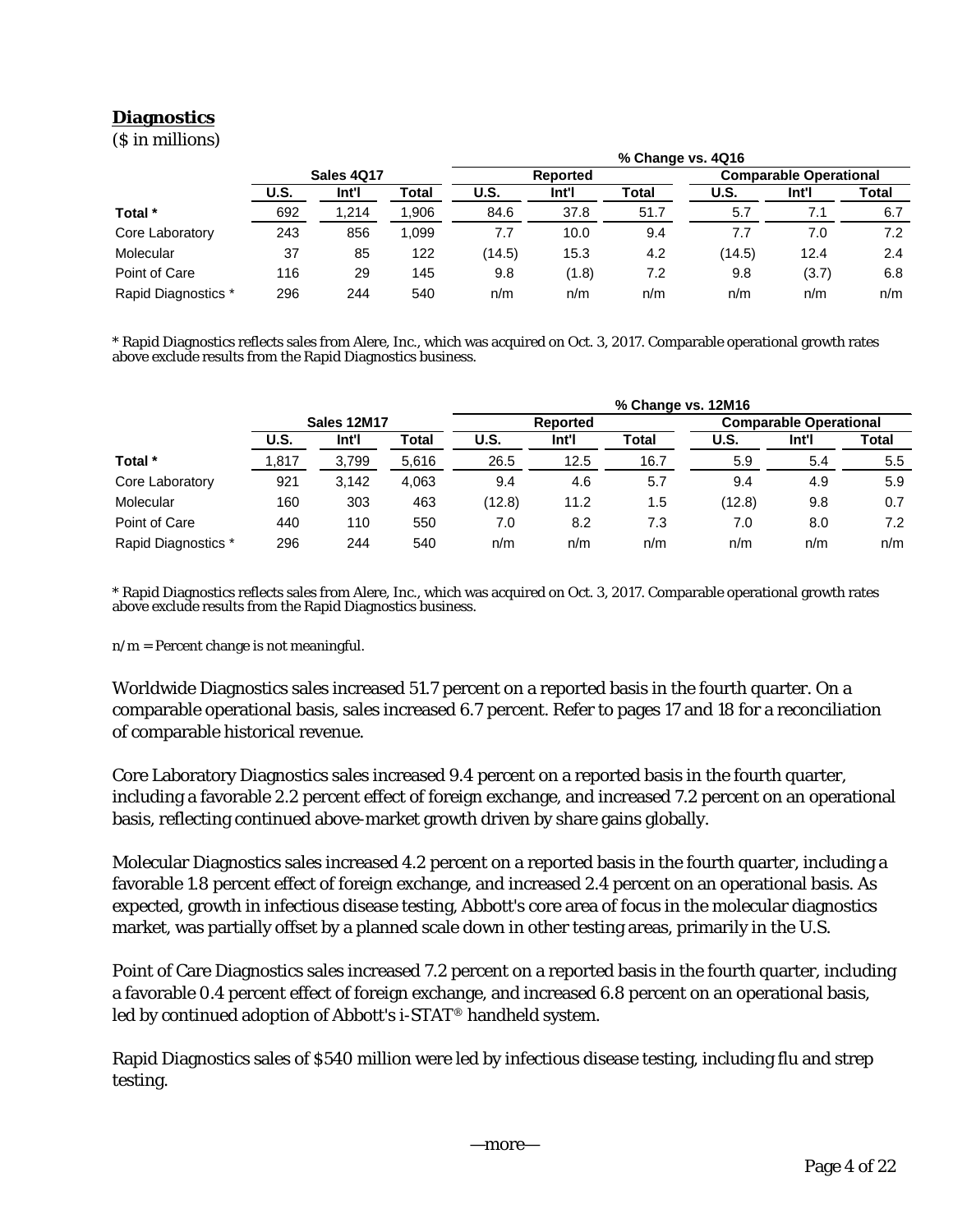## Diagnostics

($ in millions)

| | Sales 4Q17 | | | % Change vs. 4Q16 | | | | | |
|---|---|---|---|---|---|---|---|---|---|
| | | | | Reported | | | Comparable Operational | | |
| | U.S. | Int'l | Total | U.S. | Int'l | Total | U.S. | Int'l | Total |
| Total * | 692 | 1,214 | 1,906 | 84.6 | 37.8 | 51.7 | 5.7 | 7.1 | 6.7 |
| Core Laboratory | 243 | 856 | 1,099 | 7.7 | 10.0 | 9.4 | 7.7 | 7.0 | 7.2 |
| Molecular | 37 | 85 | 122 | (14.5) | 15.3 | 4.2 | (14.5) | 12.4 | 2.4 |
| Point of Care | 116 | 29 | 145 | 9.8 | (1.8) | 7.2 | 9.8 | (3.7) | 6.8 |
| Rapid Diagnostics * | 296 | 244 | 540 | n/m | n/m | n/m | n/m | n/m | n/m |

* Rapid Diagnostics reflects sales from Alere, Inc., which was acquired on Oct. 3, 2017. Comparable operational growth rates above exclude results from the Rapid Diagnostics business.

| | Sales 12M17 | | | % Change vs. 12M16 | | | | | |
|---|---|---|---|---|---|---|---|---|---|
| | | | | Reported | | | Comparable Operational | | |
| | U.S. | Int'l | Total | U.S. | Int'l | Total | U.S. | Int'l | Total |
| Total * | 1,817 | 3,799 | 5,616 | 26.5 | 12.5 | 16.7 | 5.9 | 5.4 | 5.5 |
| Core Laboratory | 921 | 3,142 | 4,063 | 9.4 | 4.6 | 5.7 | 9.4 | 4.9 | 5.9 |
| Molecular | 160 | 303 | 463 | (12.8) | 11.2 | 1.5 | (12.8) | 9.8 | 0.7 |
| Point of Care | 440 | 110 | 550 | 7.0 | 8.2 | 7.3 | 7.0 | 8.0 | 7.2 |
| Rapid Diagnostics * | 296 | 244 | 540 | n/m | n/m | n/m | n/m | n/m | n/m |

* Rapid Diagnostics reflects sales from Alere, Inc., which was acquired on Oct. 3, 2017. Comparable operational growth rates above exclude results from the Rapid Diagnostics business.

n/m = Percent change is not meaningful.

Worldwide Diagnostics sales increased 51.7 percent on a reported basis in the fourth quarter. On a comparable operational basis, sales increased 6.7 percent. Refer to pages 17 and 18 for a reconciliation of comparable historical revenue.

Core Laboratory Diagnostics sales increased 9.4 percent on a reported basis in the fourth quarter, including a favorable 2.2 percent effect of foreign exchange, and increased 7.2 percent on an operational basis, reflecting continued above-market growth driven by share gains globally.

Molecular Diagnostics sales increased 4.2 percent on a reported basis in the fourth quarter, including a favorable 1.8 percent effect of foreign exchange, and increased 2.4 percent on an operational basis. As expected, growth in infectious disease testing, Abbott's core area of focus in the molecular diagnostics market, was partially offset by a planned scale down in other testing areas, primarily in the U.S.

Point of Care Diagnostics sales increased 7.2 percent on a reported basis in the fourth quarter, including a favorable 0.4 percent effect of foreign exchange, and increased 6.8 percent on an operational basis, led by continued adoption of Abbott's i-STAT® handheld system.

Rapid Diagnostics sales of $540 million were led by infectious disease testing, including flu and strep testing.

—more—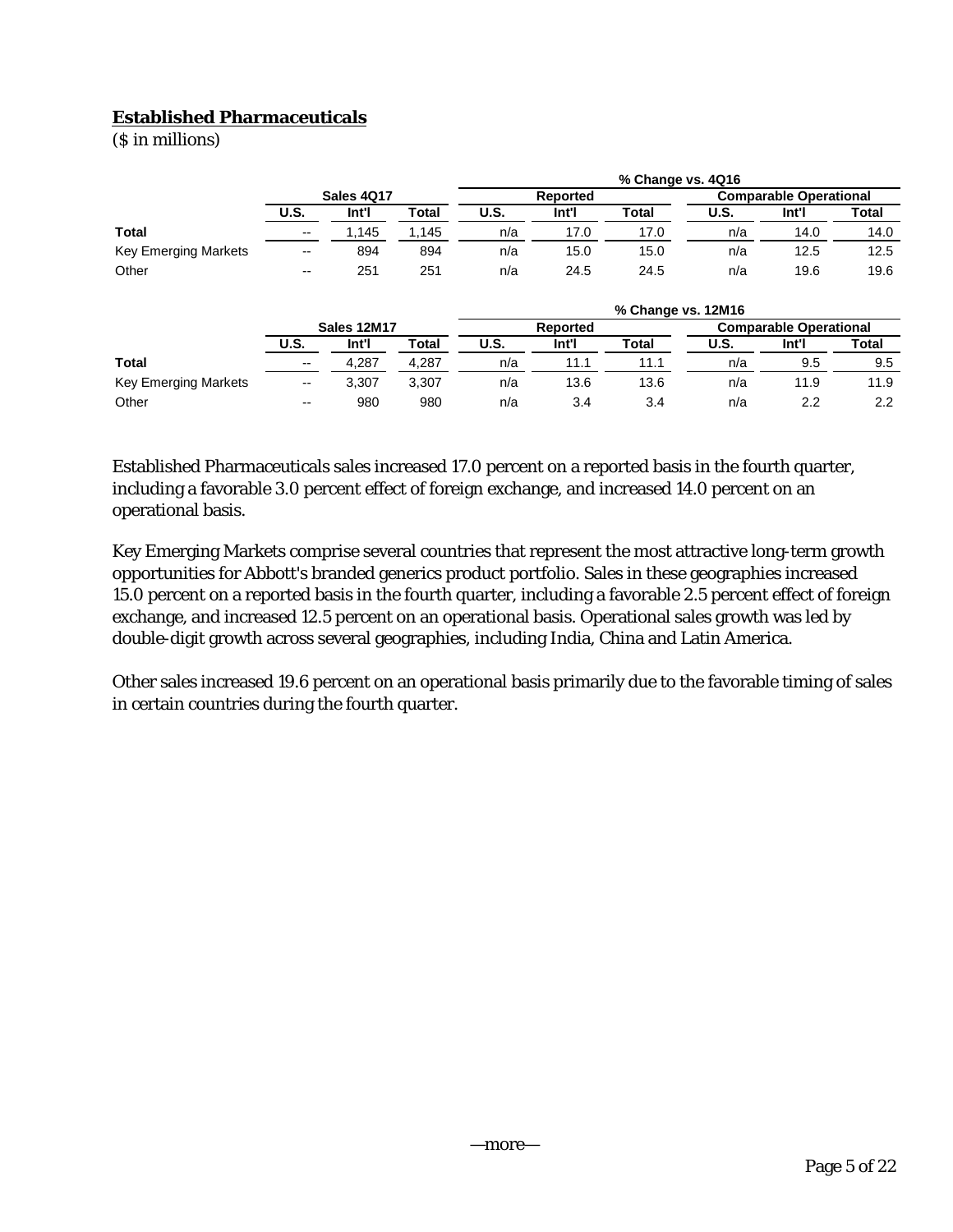## Established Pharmaceuticals

($ in millions)

| | Sales 4Q17 | | | % Change vs. 4Q16 | | | | | |
|---|---|---|---|---|---|---|---|---|---|
| | | | | Reported | | | Comparable Operational | | |
| | U.S. | Int'l | Total | U.S. | Int'l | Total | U.S. | Int'l | Total |
| **Total** | -- | 1,145 | 1,145 | n/a | 17.0 | 17.0 | n/a | 14.0 | 14.0 |
| Key Emerging Markets | -- | 894 | 894 | n/a | 15.0 | 15.0 | n/a | 12.5 | 12.5 |
| Other | -- | 251 | 251 | n/a | 24.5 | 24.5 | n/a | 19.6 | 19.6 |

| | Sales 12M17 | | | % Change vs. 12M16 | | | | | |
|---|---|---|---|---|---|---|---|---|---|
| | | | | Reported | | | Comparable Operational | | |
| | U.S. | Int'l | Total | U.S. | Int'l | Total | U.S. | Int'l | Total |
| **Total** | -- | 4,287 | 4,287 | n/a | 11.1 | 11.1 | n/a | 9.5 | 9.5 |
| Key Emerging Markets | -- | 3,307 | 3,307 | n/a | 13.6 | 13.6 | n/a | 11.9 | 11.9 |
| Other | -- | 980 | 980 | n/a | 3.4 | 3.4 | n/a | 2.2 | 2.2 |

Established Pharmaceuticals sales increased 17.0 percent on a reported basis in the fourth quarter, including a favorable 3.0 percent effect of foreign exchange, and increased 14.0 percent on an operational basis.

Key Emerging Markets comprise several countries that represent the most attractive long-term growth opportunities for Abbott's branded generics product portfolio. Sales in these geographies increased 15.0 percent on a reported basis in the fourth quarter, including a favorable 2.5 percent effect of foreign exchange, and increased 12.5 percent on an operational basis. Operational sales growth was led by double-digit growth across several geographies, including India, China and Latin America.

Other sales increased 19.6 percent on an operational basis primarily due to the favorable timing of sales in certain countries during the fourth quarter.

—more—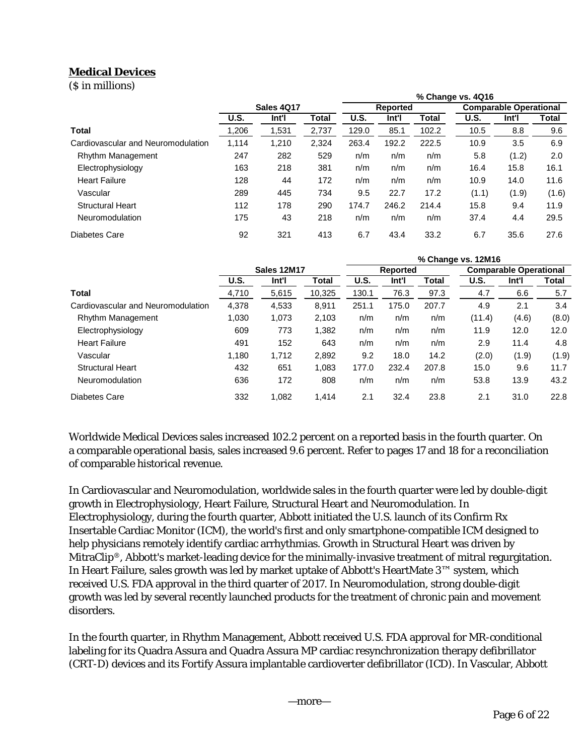## **Medical Devices**

($ in millions)

| | Sales 4Q17 | | | % Change vs. 4Q16 Reported | | | % Change vs. 4Q16 Comparable Operational | | |
|---|---|---|---|---|---|---|---|---|---|
| | U.S. | Int'l | Total | U.S. | Int'l | Total | U.S. | Int'l | Total |
| **Total** | 1,206 | 1,531 | 2,737 | 129.0 | 85.1 | 102.2 | 10.5 | 8.8 | 9.6 |
| Cardiovascular and Neuromodulation | 1,114 | 1,210 | 2,324 | 263.4 | 192.2 | 222.5 | 10.9 | 3.5 | 6.9 |
| Rhythm Management | 247 | 282 | 529 | n/m | n/m | n/m | 5.8 | (1.2) | 2.0 |
| Electrophysiology | 163 | 218 | 381 | n/m | n/m | n/m | 16.4 | 15.8 | 16.1 |
| Heart Failure | 128 | 44 | 172 | n/m | n/m | n/m | 10.9 | 14.0 | 11.6 |
| Vascular | 289 | 445 | 734 | 9.5 | 22.7 | 17.2 | (1.1) | (1.9) | (1.6) |
| Structural Heart | 112 | 178 | 290 | 174.7 | 246.2 | 214.4 | 15.8 | 9.4 | 11.9 |
| Neuromodulation | 175 | 43 | 218 | n/m | n/m | n/m | 37.4 | 4.4 | 29.5 |
| Diabetes Care | 92 | 321 | 413 | 6.7 | 43.4 | 33.2 | 6.7 | 35.6 | 27.6 |

| | Sales 12M17 | | | % Change vs. 12M16 Reported | | | % Change vs. 12M16 Comparable Operational | | |
|---|---|---|---|---|---|---|---|---|---|
| | U.S. | Int'l | Total | U.S. | Int'l | Total | U.S. | Int'l | Total |
| **Total** | 4,710 | 5,615 | 10,325 | 130.1 | 76.3 | 97.3 | 4.7 | 6.6 | 5.7 |
| Cardiovascular and Neuromodulation | 4,378 | 4,533 | 8,911 | 251.1 | 175.0 | 207.7 | 4.9 | 2.1 | 3.4 |
| Rhythm Management | 1,030 | 1,073 | 2,103 | n/m | n/m | n/m | (11.4) | (4.6) | (8.0) |
| Electrophysiology | 609 | 773 | 1,382 | n/m | n/m | n/m | 11.9 | 12.0 | 12.0 |
| Heart Failure | 491 | 152 | 643 | n/m | n/m | n/m | 2.9 | 11.4 | 4.8 |
| Vascular | 1,180 | 1,712 | 2,892 | 9.2 | 18.0 | 14.2 | (2.0) | (1.9) | (1.9) |
| Structural Heart | 432 | 651 | 1,083 | 177.0 | 232.4 | 207.8 | 15.0 | 9.6 | 11.7 |
| Neuromodulation | 636 | 172 | 808 | n/m | n/m | n/m | 53.8 | 13.9 | 43.2 |
| Diabetes Care | 332 | 1,082 | 1,414 | 2.1 | 32.4 | 23.8 | 2.1 | 31.0 | 22.8 |

Worldwide Medical Devices sales increased 102.2 percent on a reported basis in the fourth quarter. On a comparable operational basis, sales increased 9.6 percent. Refer to pages 17 and 18 for a reconciliation of comparable historical revenue.

In Cardiovascular and Neuromodulation, worldwide sales in the fourth quarter were led by double-digit growth in Electrophysiology, Heart Failure, Structural Heart and Neuromodulation. In Electrophysiology, during the fourth quarter, Abbott initiated the U.S. launch of its Confirm Rx Insertable Cardiac Monitor (ICM), the world's first and only smartphone-compatible ICM designed to help physicians remotely identify cardiac arrhythmias. Growth in Structural Heart was driven by MitraClip®, Abbott's market-leading device for the minimally-invasive treatment of mitral regurgitation. In Heart Failure, sales growth was led by market uptake of Abbott's HeartMate 3™ system, which received U.S. FDA approval in the third quarter of 2017. In Neuromodulation, strong double-digit growth was led by several recently launched products for the treatment of chronic pain and movement disorders.

In the fourth quarter, in Rhythm Management, Abbott received U.S. FDA approval for MR-conditional labeling for its Quadra Assura and Quadra Assura MP cardiac resynchronization therapy defibrillator (CRT-D) devices and its Fortify Assura implantable cardioverter defibrillator (ICD). In Vascular, Abbott

—more—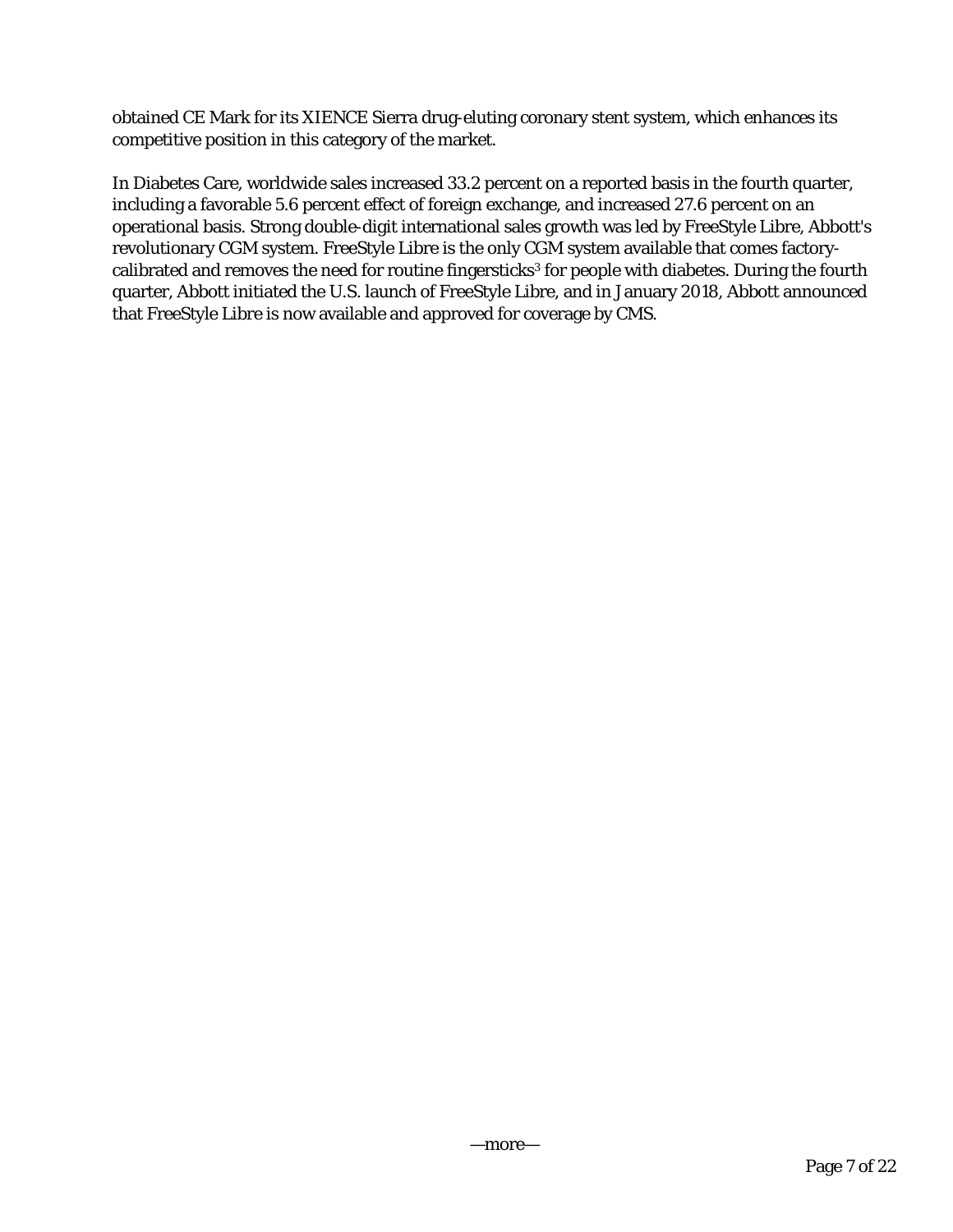obtained CE Mark for its XIENCE Sierra drug-eluting coronary stent system, which enhances its competitive position in this category of the market.

In Diabetes Care, worldwide sales increased 33.2 percent on a reported basis in the fourth quarter, including a favorable 5.6 percent effect of foreign exchange, and increased 27.6 percent on an operational basis. Strong double-digit international sales growth was led by FreeStyle Libre, Abbott's revolutionary CGM system. FreeStyle Libre is the only CGM system available that comes factory-calibrated and removes the need for routine fingersticks[3] for people with diabetes. During the fourth quarter, Abbott initiated the U.S. launch of FreeStyle Libre, and in January 2018, Abbott announced that FreeStyle Libre is now available and approved for coverage by CMS.

—more—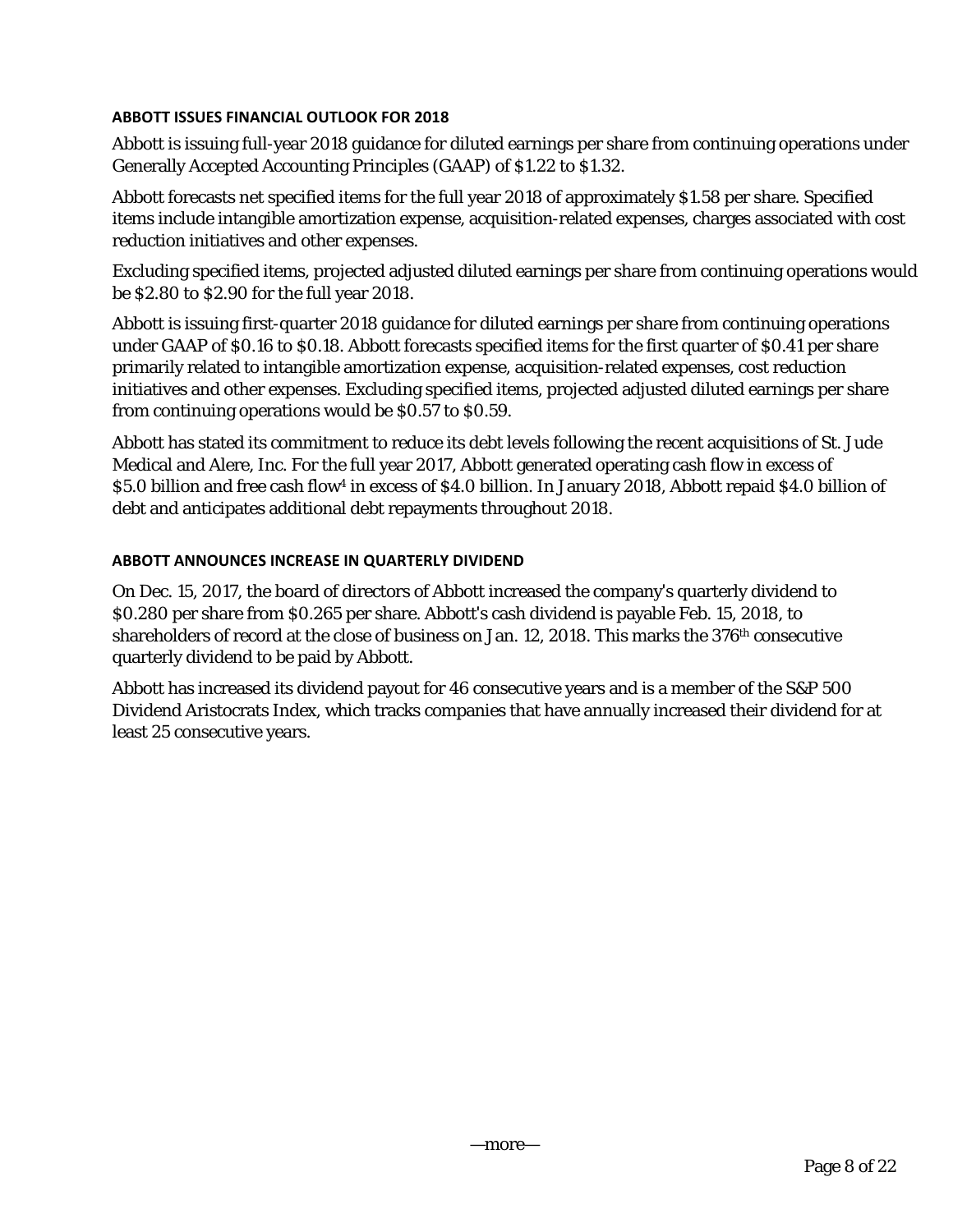## ABBOTT ISSUES FINANCIAL OUTLOOK FOR 2018

Abbott is issuing full-year 2018 guidance for diluted earnings per share from continuing operations under Generally Accepted Accounting Principles (GAAP) of $1.22 to $1.32.

Abbott forecasts net specified items for the full year 2018 of approximately $1.58 per share. Specified items include intangible amortization expense, acquisition-related expenses, charges associated with cost reduction initiatives and other expenses.

Excluding specified items, projected adjusted diluted earnings per share from continuing operations would be $2.80 to $2.90 for the full year 2018.

Abbott is issuing first-quarter 2018 guidance for diluted earnings per share from continuing operations under GAAP of $0.16 to $0.18. Abbott forecasts specified items for the first quarter of $0.41 per share primarily related to intangible amortization expense, acquisition-related expenses, cost reduction initiatives and other expenses. Excluding specified items, projected adjusted diluted earnings per share from continuing operations would be $0.57 to $0.59.

Abbott has stated its commitment to reduce its debt levels following the recent acquisitions of St. Jude Medical and Alere, Inc. For the full year 2017, Abbott generated operating cash flow in excess of $5.0 billion and free cash flow[4] in excess of $4.0 billion. In January 2018, Abbott repaid $4.0 billion of debt and anticipates additional debt repayments throughout 2018.

## ABBOTT ANNOUNCES INCREASE IN QUARTERLY DIVIDEND

On Dec. 15, 2017, the board of directors of Abbott increased the company's quarterly dividend to $0.280 per share from $0.265 per share. Abbott's cash dividend is payable Feb. 15, 2018, to shareholders of record at the close of business on Jan. 12, 2018. This marks the 376th consecutive quarterly dividend to be paid by Abbott.

Abbott has increased its dividend payout for 46 consecutive years and is a member of the S&P 500 Dividend Aristocrats Index, which tracks companies that have annually increased their dividend for at least 25 consecutive years.

—more—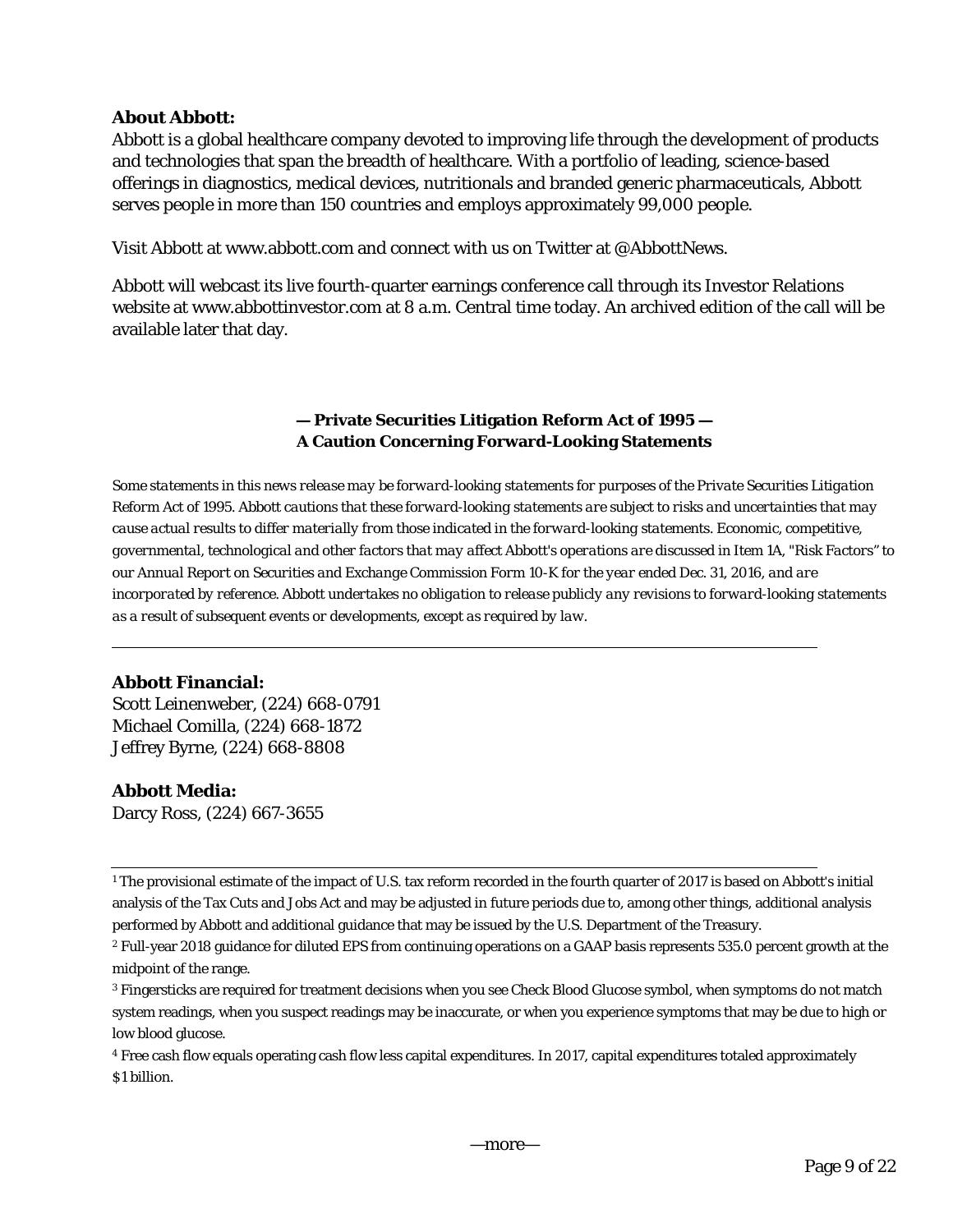**About Abbott:**
Abbott is a global healthcare company devoted to improving life through the development of products and technologies that span the breadth of healthcare. With a portfolio of leading, science-based offerings in diagnostics, medical devices, nutritionals and branded generic pharmaceuticals, Abbott serves people in more than 150 countries and employs approximately 99,000 people.

Visit Abbott at www.abbott.com and connect with us on Twitter at @AbbottNews.

Abbott will webcast its live fourth-quarter earnings conference call through its Investor Relations website at www.abbottinvestor.com at 8 a.m. Central time today. An archived edition of the call will be available later that day.

**— Private Securities Litigation Reform Act of 1995 —**
**A Caution Concerning Forward-Looking Statements**

*Some statements in this news release may be forward-looking statements for purposes of the Private Securities Litigation Reform Act of 1995. Abbott cautions that these forward-looking statements are subject to risks and uncertainties that may cause actual results to differ materially from those indicated in the forward-looking statements. Economic, competitive, governmental, technological and other factors that may affect Abbott's operations are discussed in Item 1A, "Risk Factors" to our Annual Report on Securities and Exchange Commission Form 10-K for the year ended Dec. 31, 2016, and are incorporated by reference. Abbott undertakes no obligation to release publicly any revisions to forward-looking statements as a result of subsequent events or developments, except as required by law.*

---

**Abbott Financial:**
Scott Leinenweber, (224) 668-0791
Michael Comilla, (224) 668-1872
Jeffrey Byrne, (224) 668-8808

**Abbott Media:**
Darcy Ross, (224) 667-3655

---

[1] The provisional estimate of the impact of U.S. tax reform recorded in the fourth quarter of 2017 is based on Abbott's initial analysis of the Tax Cuts and Jobs Act and may be adjusted in future periods due to, among other things, additional analysis performed by Abbott and additional guidance that may be issued by the U.S. Department of the Treasury.

[2] Full-year 2018 guidance for diluted EPS from continuing operations on a GAAP basis represents 535.0 percent growth at the midpoint of the range.

[3] Fingersticks are required for treatment decisions when you see Check Blood Glucose symbol, when symptoms do not match system readings, when you suspect readings may be inaccurate, or when you experience symptoms that may be due to high or low blood glucose.

[4] Free cash flow equals operating cash flow less capital expenditures. In 2017, capital expenditures totaled approximately $1 billion.

—more—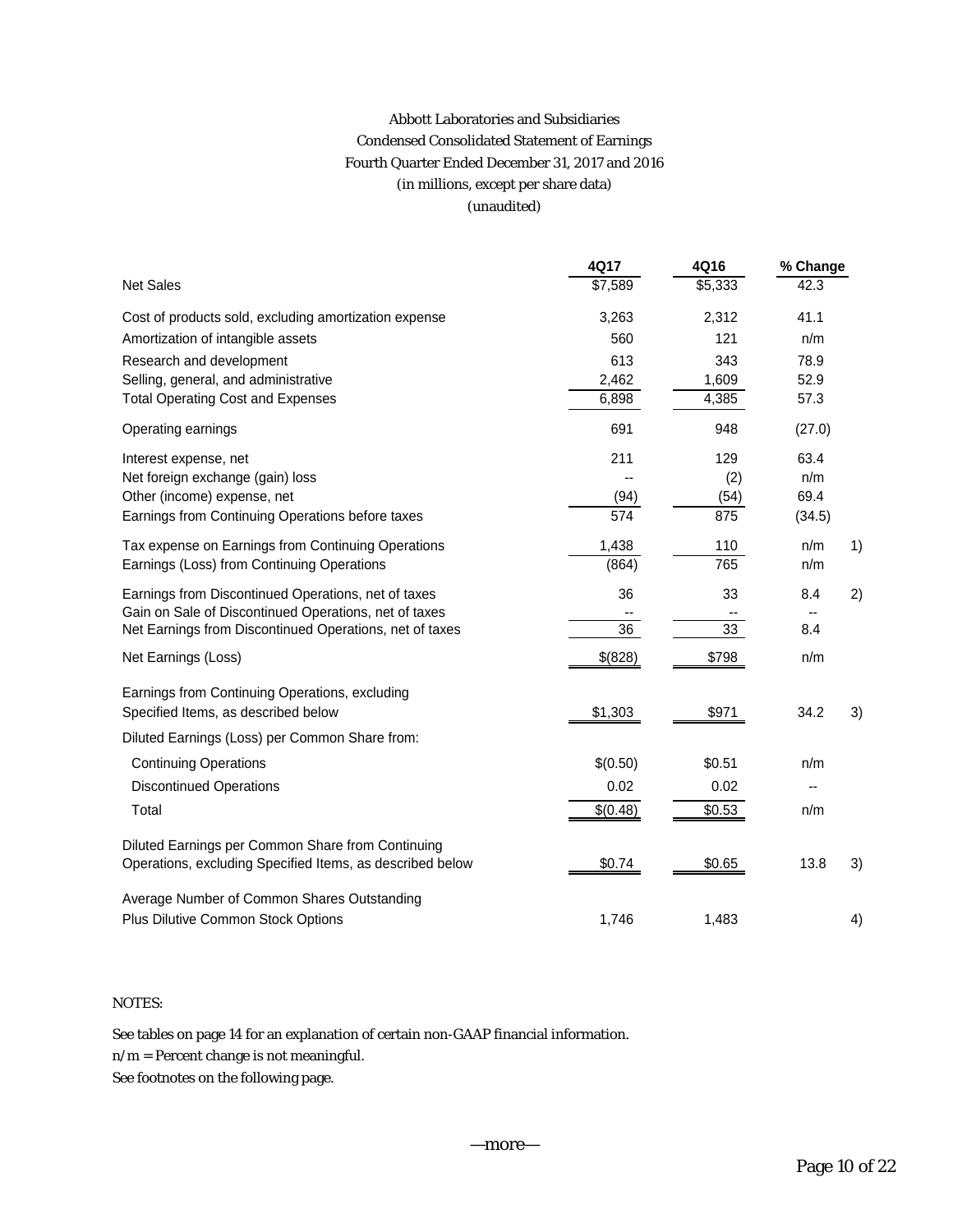Abbott Laboratories and Subsidiaries

Condensed Consolidated Statement of Earnings

Fourth Quarter Ended December 31, 2017 and 2016

(in millions, except per share data)

(unaudited)

| | 4Q17 | 4Q16 | % Change | |
|---|---|---|---|---|
| Net Sales | $7,589 | $5,333 | 42.3 | |
| Cost of products sold, excluding amortization expense | 3,263 | 2,312 | 41.1 | |
| Amortization of intangible assets | 560 | 121 | n/m | |
| Research and development | 613 | 343 | 78.9 | |
| Selling, general, and administrative | 2,462 | 1,609 | 52.9 | |
| Total Operating Cost and Expenses | 6,898 | 4,385 | 57.3 | |
| Operating earnings | 691 | 948 | (27.0) | |
| Interest expense, net | 211 | 129 | 63.4 | |
| Net foreign exchange (gain) loss | -- | (2) | n/m | |
| Other (income) expense, net | (94) | (54) | 69.4 | |
| Earnings from Continuing Operations before taxes | 574 | 875 | (34.5) | |
| Tax expense on Earnings from Continuing Operations | 1,438 | 110 | n/m | 1) |
| Earnings (Loss) from Continuing Operations | (864) | 765 | n/m | |
| Earnings from Discontinued Operations, net of taxes | 36 | 33 | 8.4 | 2) |
| Gain on Sale of Discontinued Operations, net of taxes | -- | -- | -- | |
| Net Earnings from Discontinued Operations, net of taxes | 36 | 33 | 8.4 | |
| Net Earnings (Loss) | $(828) | $798 | n/m | |
| Earnings from Continuing Operations, excluding Specified Items, as described below | $1,303 | $971 | 34.2 | 3) |
| Diluted Earnings (Loss) per Common Share from: | | | | |
| Continuing Operations | $(0.50) | $0.51 | n/m | |
| Discontinued Operations | 0.02 | 0.02 | -- | |
| Total | $(0.48) | $0.53 | n/m | |
| Diluted Earnings per Common Share from Continuing Operations, excluding Specified Items, as described below | $0.74 | $0.65 | 13.8 | 3) |
| Average Number of Common Shares Outstanding Plus Dilutive Common Stock Options | 1,746 | 1,483 | | 4) |

NOTES:

See tables on page 14 for an explanation of certain non-GAAP financial information.

n/m = Percent change is not meaningful.

See footnotes on the following page.

—more—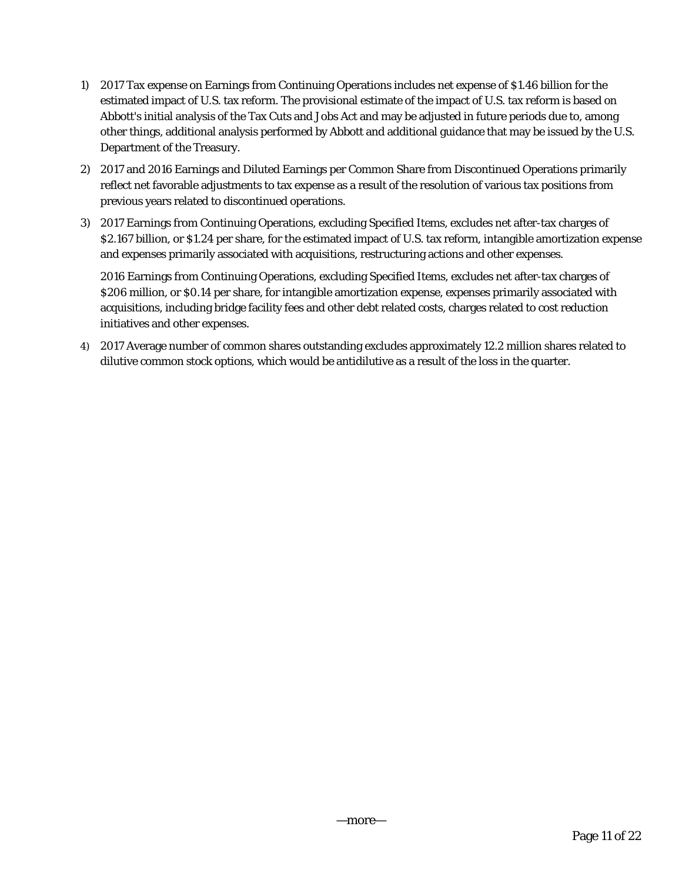1) 2017 Tax expense on Earnings from Continuing Operations includes net expense of $1.46 billion for the estimated impact of U.S. tax reform. The provisional estimate of the impact of U.S. tax reform is based on Abbott's initial analysis of the Tax Cuts and Jobs Act and may be adjusted in future periods due to, among other things, additional analysis performed by Abbott and additional guidance that may be issued by the U.S. Department of the Treasury.

2) 2017 and 2016 Earnings and Diluted Earnings per Common Share from Discontinued Operations primarily reflect net favorable adjustments to tax expense as a result of the resolution of various tax positions from previous years related to discontinued operations.

3) 2017 Earnings from Continuing Operations, excluding Specified Items, excludes net after-tax charges of $2.167 billion, or $1.24 per share, for the estimated impact of U.S. tax reform, intangible amortization expense and expenses primarily associated with acquisitions, restructuring actions and other expenses.

   2016 Earnings from Continuing Operations, excluding Specified Items, excludes net after-tax charges of $206 million, or $0.14 per share, for intangible amortization expense, expenses primarily associated with acquisitions, including bridge facility fees and other debt related costs, charges related to cost reduction initiatives and other expenses.

4) 2017 Average number of common shares outstanding excludes approximately 12.2 million shares related to dilutive common stock options, which would be antidilutive as a result of the loss in the quarter.

—more—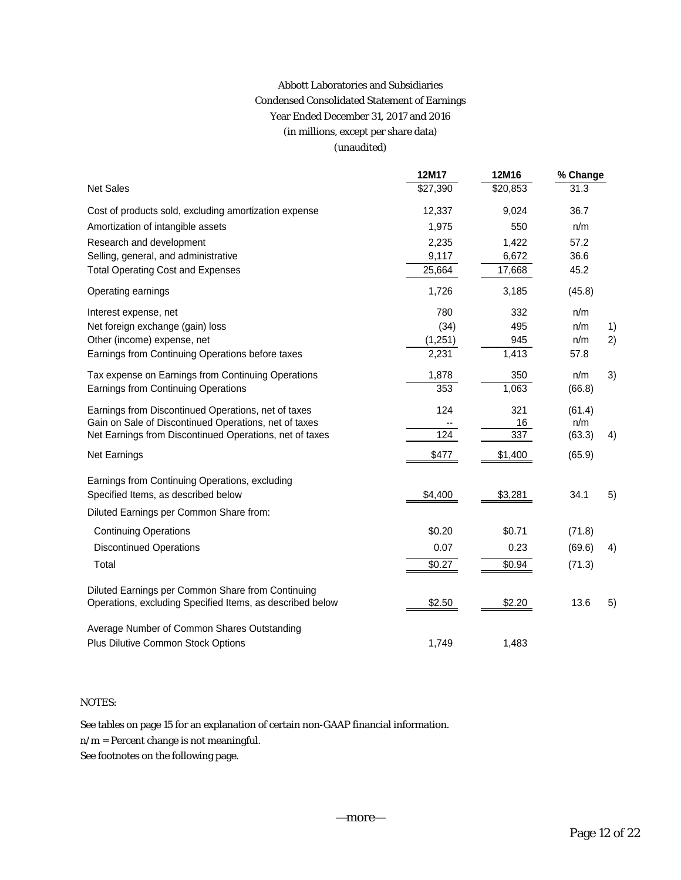Abbott Laboratories and Subsidiaries
Condensed Consolidated Statement of Earnings
Year Ended December 31, 2017 and 2016
(in millions, except per share data)
(unaudited)

| | 12M17 | 12M16 | % Change | |
|---|---|---|---|---|
| Net Sales | $27,390 | $20,853 | 31.3 | |
| Cost of products sold, excluding amortization expense | 12,337 | 9,024 | 36.7 | |
| Amortization of intangible assets | 1,975 | 550 | n/m | |
| Research and development | 2,235 | 1,422 | 57.2 | |
| Selling, general, and administrative | 9,117 | 6,672 | 36.6 | |
| Total Operating Cost and Expenses | 25,664 | 17,668 | 45.2 | |
| Operating earnings | 1,726 | 3,185 | (45.8) | |
| Interest expense, net | 780 | 332 | n/m | |
| Net foreign exchange (gain) loss | (34) | 495 | n/m | 1) |
| Other (income) expense, net | (1,251) | 945 | n/m | 2) |
| Earnings from Continuing Operations before taxes | 2,231 | 1,413 | 57.8 | |
| Tax expense on Earnings from Continuing Operations | 1,878 | 350 | n/m | 3) |
| Earnings from Continuing Operations | 353 | 1,063 | (66.8) | |
| Earnings from Discontinued Operations, net of taxes | 124 | 321 | (61.4) | |
| Gain on Sale of Discontinued Operations, net of taxes | -- | 16 | n/m | |
| Net Earnings from Discontinued Operations, net of taxes | 124 | 337 | (63.3) | 4) |
| Net Earnings | $477 | $1,400 | (65.9) | |
| Earnings from Continuing Operations, excluding Specified Items, as described below | $4,400 | $3,281 | 34.1 | 5) |
| Diluted Earnings per Common Share from: | | | | |
| Continuing Operations | $0.20 | $0.71 | (71.8) | |
| Discontinued Operations | 0.07 | 0.23 | (69.6) | 4) |
| Total | $0.27 | $0.94 | (71.3) | |
| Diluted Earnings per Common Share from Continuing Operations, excluding Specified Items, as described below | $2.50 | $2.20 | 13.6 | 5) |
| Average Number of Common Shares Outstanding Plus Dilutive Common Stock Options | 1,749 | 1,483 | | |

NOTES:

See tables on page 15 for an explanation of certain non-GAAP financial information.

n/m = Percent change is not meaningful.

See footnotes on the following page.

—more—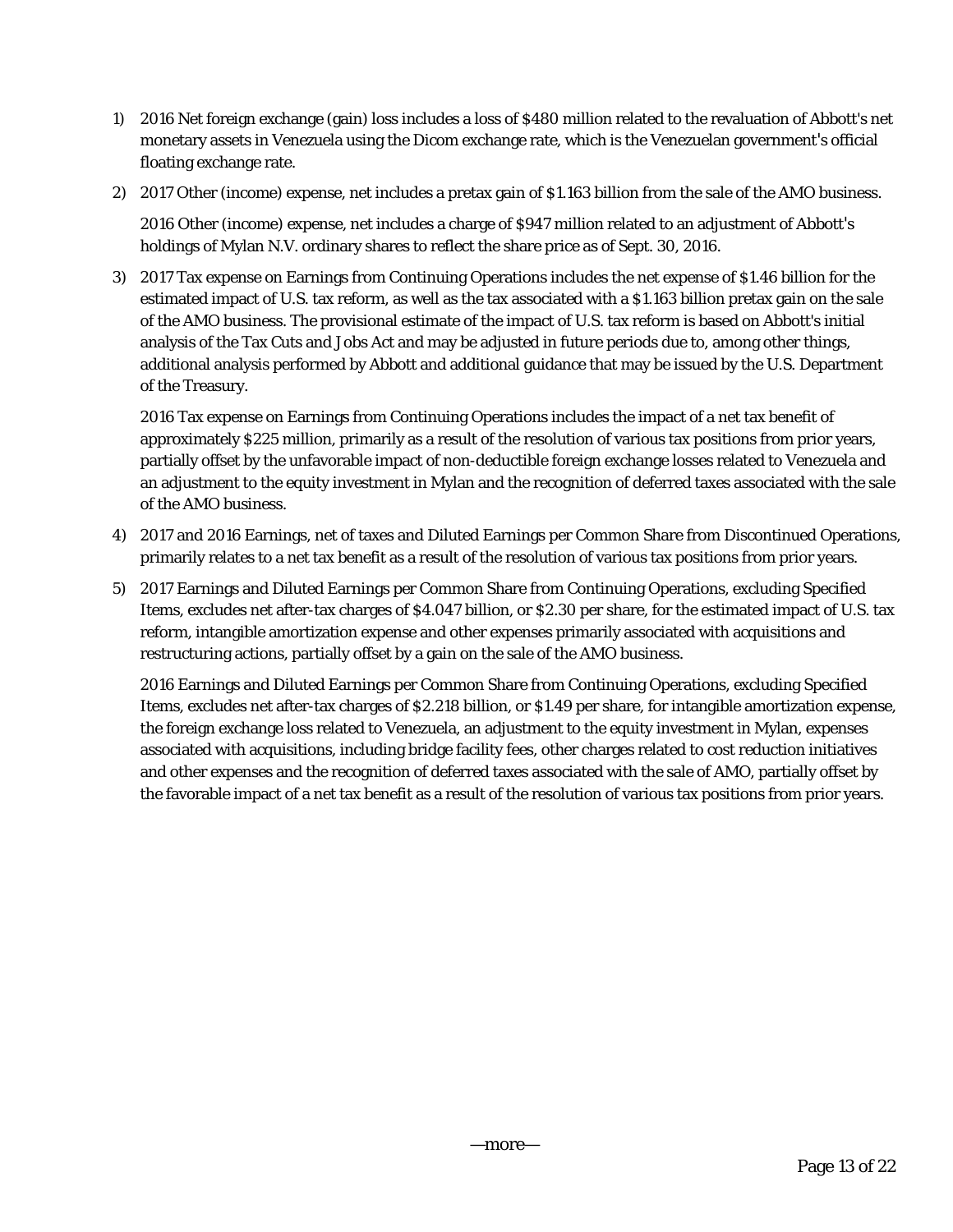1) 2016 Net foreign exchange (gain) loss includes a loss of $480 million related to the revaluation of Abbott's net monetary assets in Venezuela using the Dicom exchange rate, which is the Venezuelan government's official floating exchange rate.

2) 2017 Other (income) expense, net includes a pretax gain of $1.163 billion from the sale of the AMO business.

   2016 Other (income) expense, net includes a charge of $947 million related to an adjustment of Abbott's holdings of Mylan N.V. ordinary shares to reflect the share price as of Sept. 30, 2016.

3) 2017 Tax expense on Earnings from Continuing Operations includes the net expense of $1.46 billion for the estimated impact of U.S. tax reform, as well as the tax associated with a $1.163 billion pretax gain on the sale of the AMO business. The provisional estimate of the impact of U.S. tax reform is based on Abbott's initial analysis of the Tax Cuts and Jobs Act and may be adjusted in future periods due to, among other things, additional analysis performed by Abbott and additional guidance that may be issued by the U.S. Department of the Treasury.

   2016 Tax expense on Earnings from Continuing Operations includes the impact of a net tax benefit of approximately $225 million, primarily as a result of the resolution of various tax positions from prior years, partially offset by the unfavorable impact of non-deductible foreign exchange losses related to Venezuela and an adjustment to the equity investment in Mylan and the recognition of deferred taxes associated with the sale of the AMO business.

4) 2017 and 2016 Earnings, net of taxes and Diluted Earnings per Common Share from Discontinued Operations, primarily relates to a net tax benefit as a result of the resolution of various tax positions from prior years.

5) 2017 Earnings and Diluted Earnings per Common Share from Continuing Operations, excluding Specified Items, excludes net after-tax charges of $4.047 billion, or $2.30 per share, for the estimated impact of U.S. tax reform, intangible amortization expense and other expenses primarily associated with acquisitions and restructuring actions, partially offset by a gain on the sale of the AMO business.

   2016 Earnings and Diluted Earnings per Common Share from Continuing Operations, excluding Specified Items, excludes net after-tax charges of $2.218 billion, or $1.49 per share, for intangible amortization expense, the foreign exchange loss related to Venezuela, an adjustment to the equity investment in Mylan, expenses associated with acquisitions, including bridge facility fees, other charges related to cost reduction initiatives and other expenses and the recognition of deferred taxes associated with the sale of AMO, partially offset by the favorable impact of a net tax benefit as a result of the resolution of various tax positions from prior years.

—more—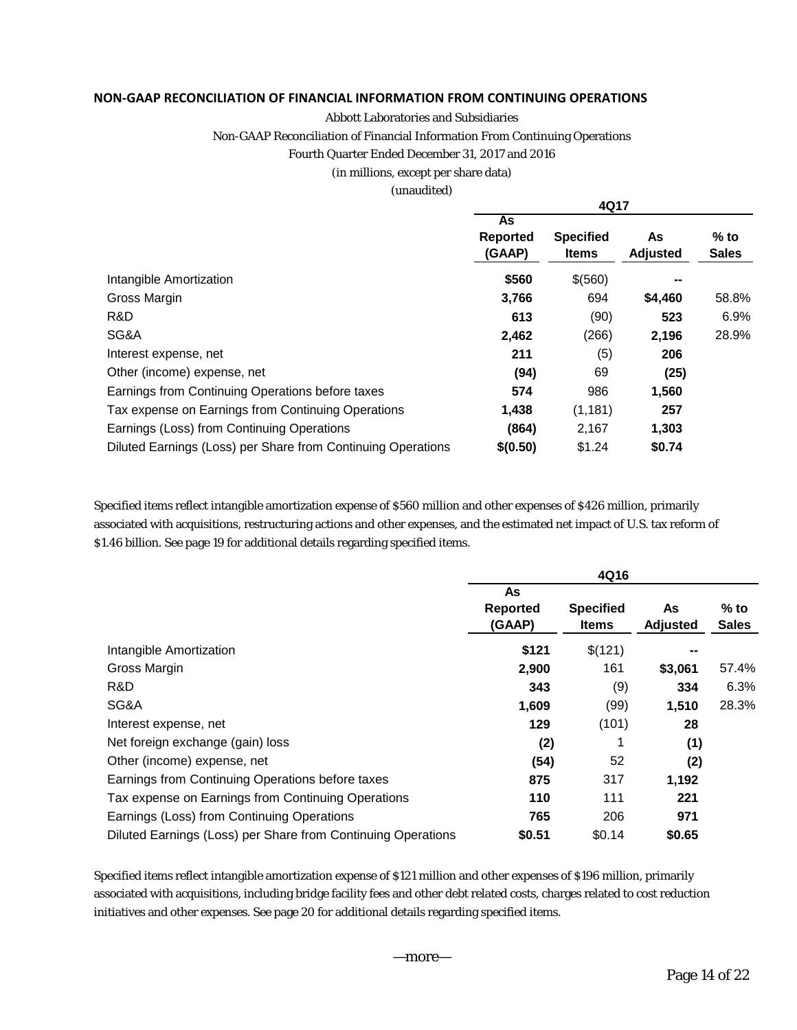## NON-GAAP RECONCILIATION OF FINANCIAL INFORMATION FROM CONTINUING OPERATIONS

Abbott Laboratories and Subsidiaries
Non-GAAP Reconciliation of Financial Information From Continuing Operations
Fourth Quarter Ended December 31, 2017 and 2016
(in millions, except per share data)
(unaudited)

| | 4Q17 | | | |
|---|---|---|---|---|
| | **As Reported (GAAP)** | **Specified Items** | **As Adjusted** | **% to Sales** |
| Intangible Amortization | **$560** | $(560) | **--** | |
| Gross Margin | **3,766** | 694 | **$4,460** | 58.8% |
| R&D | **613** | (90) | **523** | 6.9% |
| SG&A | **2,462** | (266) | **2,196** | 28.9% |
| Interest expense, net | **211** | (5) | **206** | |
| Other (income) expense, net | **(94)** | 69 | **(25)** | |
| Earnings from Continuing Operations before taxes | **574** | 986 | **1,560** | |
| Tax expense on Earnings from Continuing Operations | **1,438** | (1,181) | **257** | |
| Earnings (Loss) from Continuing Operations | **(864)** | 2,167 | **1,303** | |
| Diluted Earnings (Loss) per Share from Continuing Operations | **$(0.50)** | $1.24 | **$0.74** | |

Specified items reflect intangible amortization expense of $560 million and other expenses of $426 million, primarily associated with acquisitions, restructuring actions and other expenses, and the estimated net impact of U.S. tax reform of $1.46 billion. See page 19 for additional details regarding specified items.

| | 4Q16 | | | |
|---|---|---|---|---|
| | **As Reported (GAAP)** | **Specified Items** | **As Adjusted** | **% to Sales** |
| Intangible Amortization | **$121** | $(121) | **--** | |
| Gross Margin | **2,900** | 161 | **$3,061** | 57.4% |
| R&D | **343** | (9) | **334** | 6.3% |
| SG&A | **1,609** | (99) | **1,510** | 28.3% |
| Interest expense, net | **129** | (101) | **28** | |
| Net foreign exchange (gain) loss | **(2)** | 1 | **(1)** | |
| Other (income) expense, net | **(54)** | 52 | **(2)** | |
| Earnings from Continuing Operations before taxes | **875** | 317 | **1,192** | |
| Tax expense on Earnings from Continuing Operations | **110** | 111 | **221** | |
| Earnings (Loss) from Continuing Operations | **765** | 206 | **971** | |
| Diluted Earnings (Loss) per Share from Continuing Operations | **$0.51** | $0.14 | **$0.65** | |

Specified items reflect intangible amortization expense of $121 million and other expenses of $196 million, primarily associated with acquisitions, including bridge facility fees and other debt related costs, charges related to cost reduction initiatives and other expenses. See page 20 for additional details regarding specified items.

—more—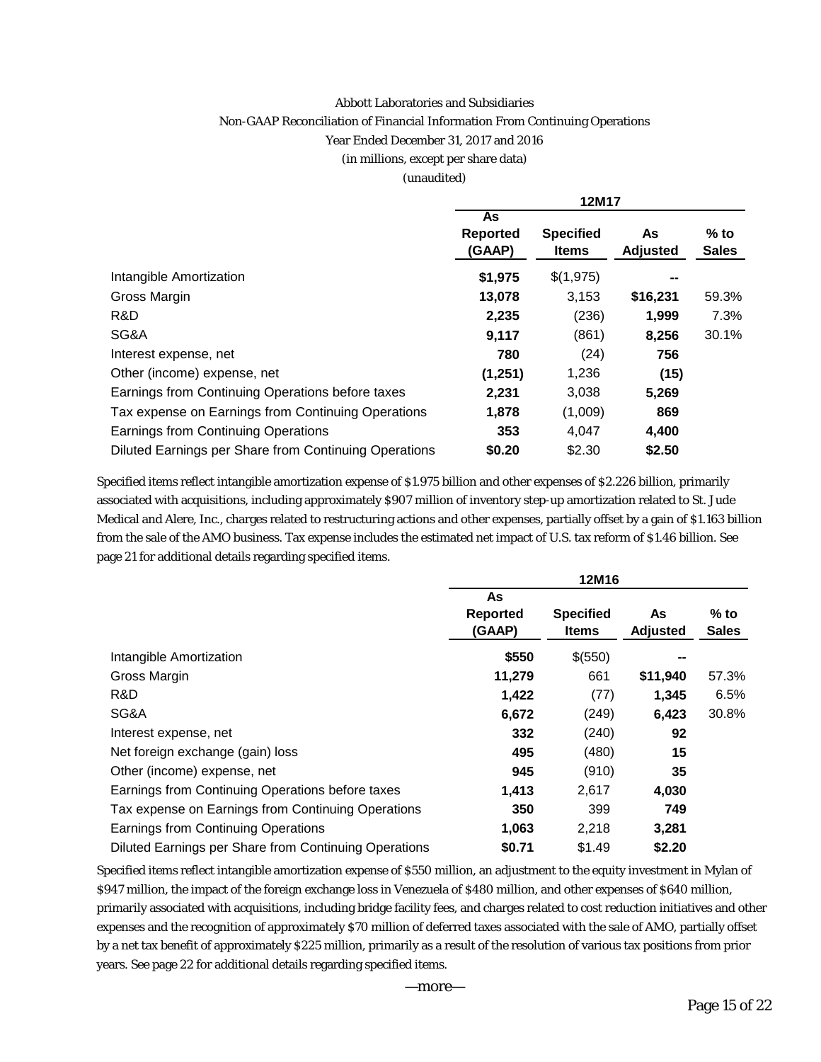Abbott Laboratories and Subsidiaries

Non-GAAP Reconciliation of Financial Information From Continuing Operations

Year Ended December 31, 2017 and 2016

(in millions, except per share data)

(unaudited)

| | 12M17 | | | |
|---|---|---|---|---|
| | **As Reported (GAAP)** | **Specified Items** | **As Adjusted** | **% to Sales** |
| Intangible Amortization | **$1,975** | $(1,975) | **--** | |
| Gross Margin | **13,078** | 3,153 | **$16,231** | 59.3% |
| R&D | **2,235** | (236) | **1,999** | 7.3% |
| SG&A | **9,117** | (861) | **8,256** | 30.1% |
| Interest expense, net | **780** | (24) | **756** | |
| Other (income) expense, net | **(1,251)** | 1,236 | **(15)** | |
| Earnings from Continuing Operations before taxes | **2,231** | 3,038 | **5,269** | |
| Tax expense on Earnings from Continuing Operations | **1,878** | (1,009) | **869** | |
| Earnings from Continuing Operations | **353** | 4,047 | **4,400** | |
| Diluted Earnings per Share from Continuing Operations | **$0.20** | $2.30 | **$2.50** | |

Specified items reflect intangible amortization expense of $1.975 billion and other expenses of $2.226 billion, primarily associated with acquisitions, including approximately $907 million of inventory step-up amortization related to St. Jude Medical and Alere, Inc., charges related to restructuring actions and other expenses, partially offset by a gain of $1.163 billion from the sale of the AMO business. Tax expense includes the estimated net impact of U.S. tax reform of $1.46 billion. See page 21 for additional details regarding specified items.

| | 12M16 | | | |
|---|---|---|---|---|
| | **As Reported (GAAP)** | **Specified Items** | **As Adjusted** | **% to Sales** |
| Intangible Amortization | **$550** | $(550) | **--** | |
| Gross Margin | **11,279** | 661 | **$11,940** | 57.3% |
| R&D | **1,422** | (77) | **1,345** | 6.5% |
| SG&A | **6,672** | (249) | **6,423** | 30.8% |
| Interest expense, net | **332** | (240) | **92** | |
| Net foreign exchange (gain) loss | **495** | (480) | **15** | |
| Other (income) expense, net | **945** | (910) | **35** | |
| Earnings from Continuing Operations before taxes | **1,413** | 2,617 | **4,030** | |
| Tax expense on Earnings from Continuing Operations | **350** | 399 | **749** | |
| Earnings from Continuing Operations | **1,063** | 2,218 | **3,281** | |
| Diluted Earnings per Share from Continuing Operations | **$0.71** | $1.49 | **$2.20** | |

Specified items reflect intangible amortization expense of $550 million, an adjustment to the equity investment in Mylan of $947 million, the impact of the foreign exchange loss in Venezuela of $480 million, and other expenses of $640 million, primarily associated with acquisitions, including bridge facility fees, and charges related to cost reduction initiatives and other expenses and the recognition of approximately $70 million of deferred taxes associated with the sale of AMO, partially offset by a net tax benefit of approximately $225 million, primarily as a result of the resolution of various tax positions from prior years. See page 22 for additional details regarding specified items.

—more—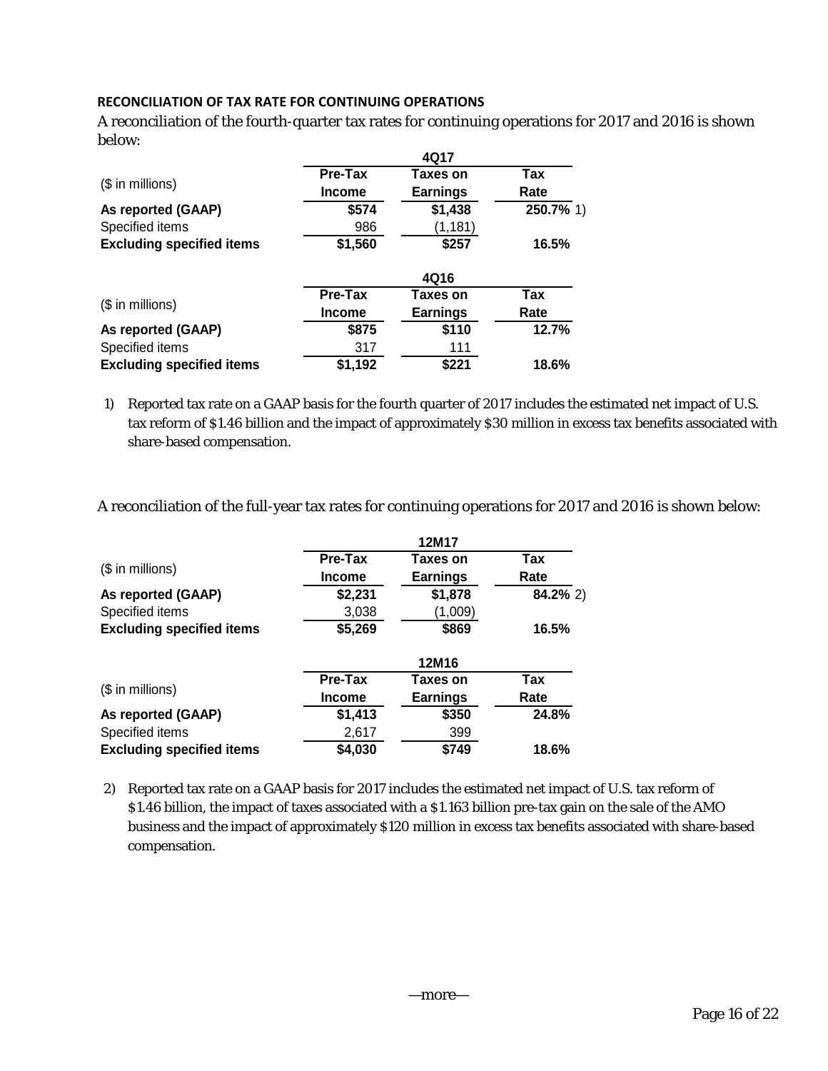**RECONCILIATION OF TAX RATE FOR CONTINUING OPERATIONS**

A reconciliation of the fourth-quarter tax rates for continuing operations for 2017 and 2016 is shown below:

| | 4Q17 | | |
|---|---|---|---|
| ($ in millions) | Pre-Tax Income | Taxes on Earnings | Tax Rate |
| **As reported (GAAP)** | **$574** | **$1,438** | **250.7%** 1) |
| Specified items | 986 | (1,181) | |
| **Excluding specified items** | **$1,560** | **$257** | **16.5%** |

| | 4Q16 | | |
|---|---|---|---|
| ($ in millions) | Pre-Tax Income | Taxes on Earnings | Tax Rate |
| **As reported (GAAP)** | **$875** | **$110** | **12.7%** |
| Specified items | 317 | 111 | |
| **Excluding specified items** | **$1,192** | **$221** | **18.6%** |

1) Reported tax rate on a GAAP basis for the fourth quarter of 2017 includes the estimated net impact of U.S. tax reform of $1.46 billion and the impact of approximately $30 million in excess tax benefits associated with share-based compensation.

A reconciliation of the full-year tax rates for continuing operations for 2017 and 2016 is shown below:

| | 12M17 | | |
|---|---|---|---|
| ($ in millions) | Pre-Tax Income | Taxes on Earnings | Tax Rate |
| **As reported (GAAP)** | **$2,231** | **$1,878** | **84.2%** 2) |
| Specified items | 3,038 | (1,009) | |
| **Excluding specified items** | **$5,269** | **$869** | **16.5%** |

| | 12M16 | | |
|---|---|---|---|
| ($ in millions) | Pre-Tax Income | Taxes on Earnings | Tax Rate |
| **As reported (GAAP)** | **$1,413** | **$350** | **24.8%** |
| Specified items | 2,617 | 399 | |
| **Excluding specified items** | **$4,030** | **$749** | **18.6%** |

2) Reported tax rate on a GAAP basis for 2017 includes the estimated net impact of U.S. tax reform of $1.46 billion, the impact of taxes associated with a $1.163 billion pre-tax gain on the sale of the AMO business and the impact of approximately $120 million in excess tax benefits associated with share-based compensation.

—more—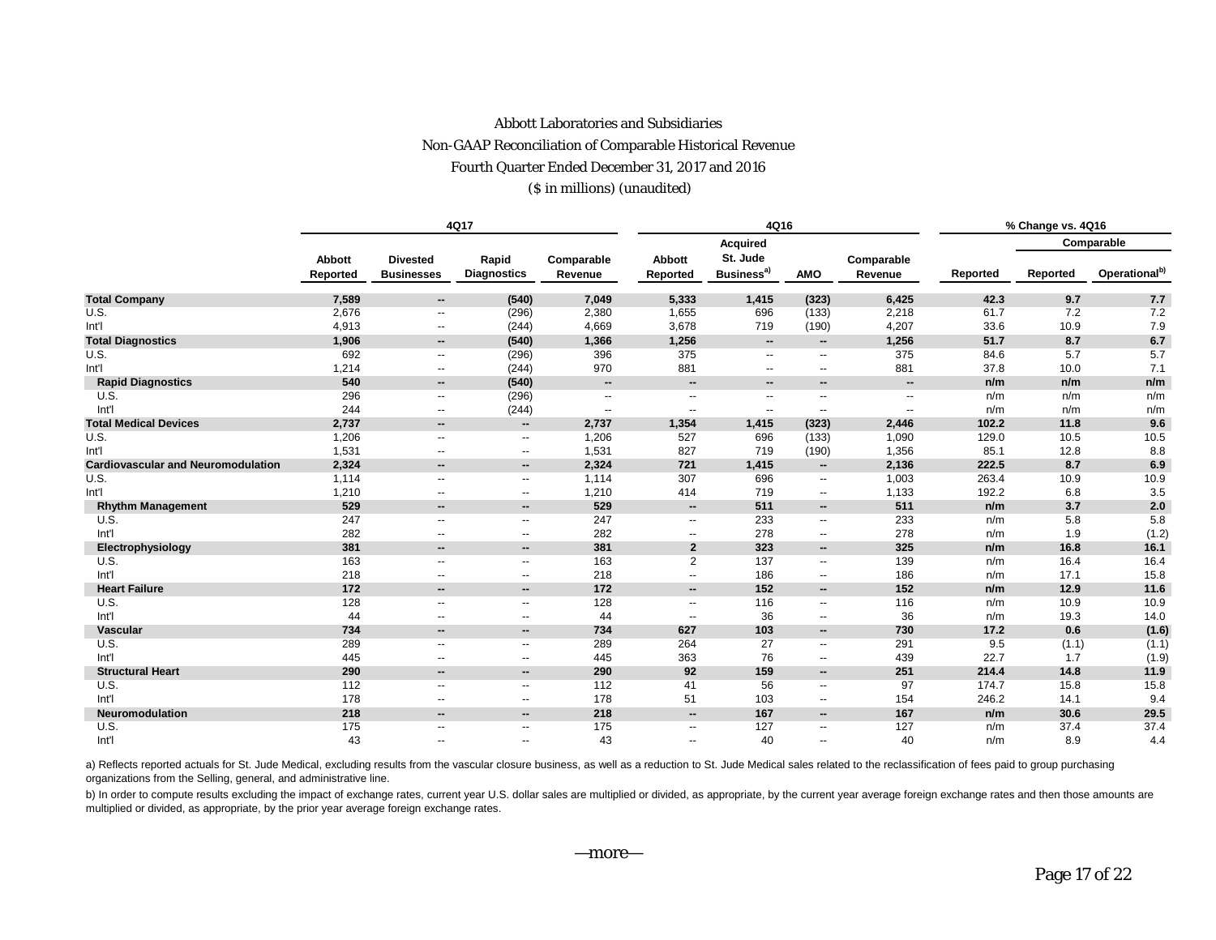Abbott Laboratories and Subsidiaries

Non-GAAP Reconciliation of Comparable Historical Revenue

Fourth Quarter Ended December 31, 2017 and 2016

($ in millions) (unaudited)

| | 4Q17 | | | | 4Q16 | | | | % Change vs. 4Q16 | | |
|---|---|---|---|---|---|---|---|---|---|---|---|
| | | | | | | | | | | Comparable | |
| | Abbott Reported | Divested Businesses | Rapid Diagnostics | Comparable Revenue | Abbott Reported | Acquired St. Jude Business[a] | AMO | Comparable Revenue | Reported | Reported | Operational[b] |
| **Total Company** | **7,589** | **--** | **(540)** | **7,049** | **5,333** | **1,415** | **(323)** | **6,425** | **42.3** | **9.7** | **7.7** |
| U.S. | 2,676 | -- | (296) | 2,380 | 1,655 | 696 | (133) | 2,218 | 61.7 | 7.2 | 7.2 |
| Int'l | 4,913 | -- | (244) | 4,669 | 3,678 | 719 | (190) | 4,207 | 33.6 | 10.9 | 7.9 |
| **Total Diagnostics** | **1,906** | **--** | **(540)** | **1,366** | **1,256** | **--** | **--** | **1,256** | **51.7** | **8.7** | **6.7** |
| U.S. | 692 | -- | (296) | 396 | 375 | -- | -- | 375 | 84.6 | 5.7 | 5.7 |
| Int'l | 1,214 | -- | (244) | 970 | 881 | -- | -- | 881 | 37.8 | 10.0 | 7.1 |
| **Rapid Diagnostics** | **540** | **--** | **(540)** | **--** | **--** | **--** | **--** | **--** | **n/m** | **n/m** | **n/m** |
| U.S. | 296 | -- | (296) | -- | -- | -- | -- | -- | n/m | n/m | n/m |
| Int'l | 244 | -- | (244) | -- | -- | -- | -- | -- | n/m | n/m | n/m |
| **Total Medical Devices** | **2,737** | **--** | **--** | **2,737** | **1,354** | **1,415** | **(323)** | **2,446** | **102.2** | **11.8** | **9.6** |
| U.S. | 1,206 | -- | -- | 1,206 | 527 | 696 | (133) | 1,090 | 129.0 | 10.5 | 10.5 |
| Int'l | 1,531 | -- | -- | 1,531 | 827 | 719 | (190) | 1,356 | 85.1 | 12.8 | 8.8 |
| **Cardiovascular and Neuromodulation** | **2,324** | **--** | **--** | **2,324** | **721** | **1,415** | **--** | **2,136** | **222.5** | **8.7** | **6.9** |
| U.S. | 1,114 | -- | -- | 1,114 | 307 | 696 | -- | 1,003 | 263.4 | 10.9 | 10.9 |
| Int'l | 1,210 | -- | -- | 1,210 | 414 | 719 | -- | 1,133 | 192.2 | 6.8 | 3.5 |
| **Rhythm Management** | **529** | **--** | **--** | **529** | **--** | **511** | **--** | **511** | **n/m** | **3.7** | **2.0** |
| U.S. | 247 | -- | -- | 247 | -- | 233 | -- | 233 | n/m | 5.8 | 5.8 |
| Int'l | 282 | -- | -- | 282 | -- | 278 | -- | 278 | n/m | 1.9 | (1.2) |
| **Electrophysiology** | **381** | **--** | **--** | **381** | **2** | **323** | **--** | **325** | **n/m** | **16.8** | **16.1** |
| U.S. | 163 | -- | -- | 163 | 2 | 137 | -- | 139 | n/m | 16.4 | 16.4 |
| Int'l | 218 | -- | -- | 218 | -- | 186 | -- | 186 | n/m | 17.1 | 15.8 |
| **Heart Failure** | **172** | **--** | **--** | **172** | **--** | **152** | **--** | **152** | **n/m** | **12.9** | **11.6** |
| U.S. | 128 | -- | -- | 128 | -- | 116 | -- | 116 | n/m | 10.9 | 10.9 |
| Int'l | 44 | -- | -- | 44 | -- | 36 | -- | 36 | n/m | 19.3 | 14.0 |
| **Vascular** | **734** | **--** | **--** | **734** | **627** | **103** | **--** | **730** | **17.2** | **0.6** | **(1.6)** |
| U.S. | 289 | -- | -- | 289 | 264 | 27 | -- | 291 | 9.5 | (1.1) | (1.1) |
| Int'l | 445 | -- | -- | 445 | 363 | 76 | -- | 439 | 22.7 | 1.7 | (1.9) |
| **Structural Heart** | **290** | **--** | **--** | **290** | **92** | **159** | **--** | **251** | **214.4** | **14.8** | **11.9** |
| U.S. | 112 | -- | -- | 112 | 41 | 56 | -- | 97 | 174.7 | 15.8 | 15.8 |
| Int'l | 178 | -- | -- | 178 | 51 | 103 | -- | 154 | 246.2 | 14.1 | 9.4 |
| **Neuromodulation** | **218** | **--** | **--** | **218** | **--** | **167** | **--** | **167** | **n/m** | **30.6** | **29.5** |
| U.S. | 175 | -- | -- | 175 | -- | 127 | -- | 127 | n/m | 37.4 | 37.4 |
| Int'l | 43 | -- | -- | 43 | -- | 40 | -- | 40 | n/m | 8.9 | 4.4 |

a) Reflects reported actuals for St. Jude Medical, excluding results from the vascular closure business, as well as a reduction to St. Jude Medical sales related to the reclassification of fees paid to group purchasing organizations from the Selling, general, and administrative line.

b) In order to compute results excluding the impact of exchange rates, current year U.S. dollar sales are multiplied or divided, as appropriate, by the current year average foreign exchange rates and then those amounts are multiplied or divided, as appropriate, by the prior year average foreign exchange rates.

—more—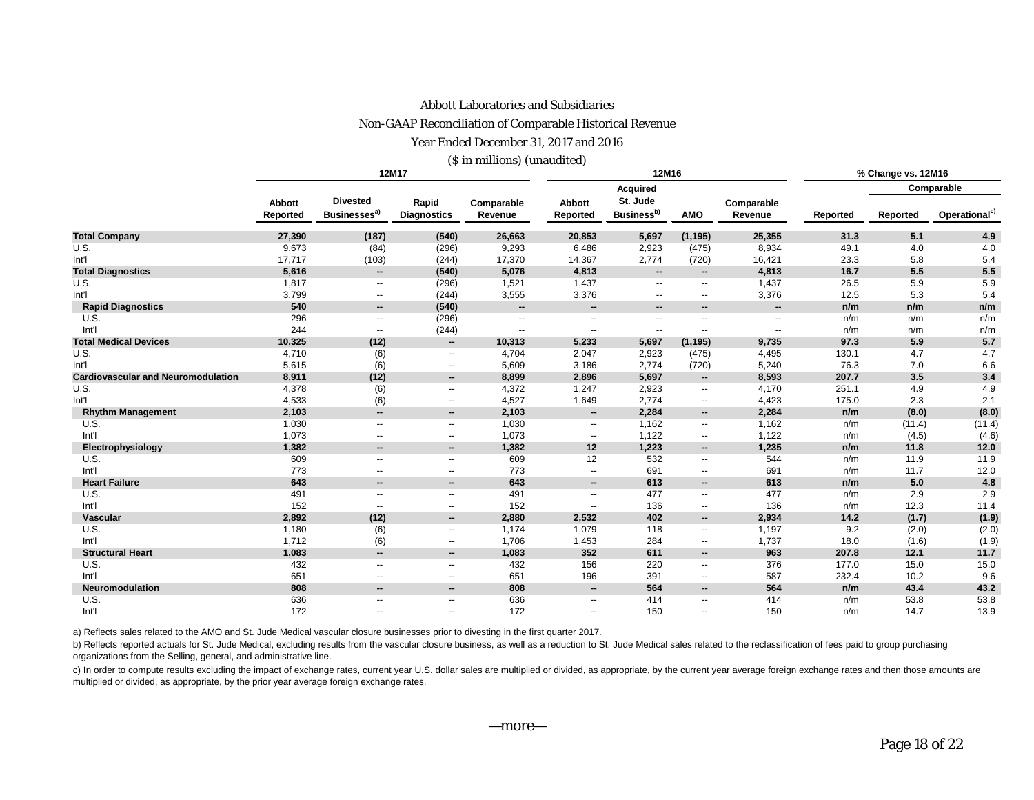Abbott Laboratories and Subsidiaries

Non-GAAP Reconciliation of Comparable Historical Revenue

Year Ended December 31, 2017 and 2016

($ in millions) (unaudited)

| | 12M17 | | | | 12M16 | | | | % Change vs. 12M16 | | |
|---|---|---|---|---|---|---|---|---|---|---|---|
| | | | | | | | | | | Comparable | |
| | Abbott Reported | Divested Businesses[a)] | Rapid Diagnostics | Comparable Revenue | Abbott Reported | Acquired St. Jude Business[b)] | AMO | Comparable Revenue | Reported | Reported | Operational[c)] |
| **Total Company** | **27,390** | **(187)** | **(540)** | **26,663** | **20,853** | **5,697** | **(1,195)** | **25,355** | **31.3** | **5.1** | **4.9** |
| U.S. | 9,673 | (84) | (296) | 9,293 | 6,486 | 2,923 | (475) | 8,934 | 49.1 | 4.0 | 4.0 |
| Int'l | 17,717 | (103) | (244) | 17,370 | 14,367 | 2,774 | (720) | 16,421 | 23.3 | 5.8 | 5.4 |
| **Total Diagnostics** | **5,616** | **--** | **(540)** | **5,076** | **4,813** | **--** | **--** | **4,813** | **16.7** | **5.5** | **5.5** |
| U.S. | 1,817 | -- | (296) | 1,521 | 1,437 | -- | -- | 1,437 | 26.5 | 5.9 | 5.9 |
| Int'l | 3,799 | -- | (244) | 3,555 | 3,376 | -- | -- | 3,376 | 12.5 | 5.3 | 5.4 |
| **Rapid Diagnostics** | **540** | **--** | **(540)** | **--** | **--** | **--** | **--** | **--** | **n/m** | **n/m** | **n/m** |
| U.S. | 296 | -- | (296) | -- | -- | -- | -- | -- | n/m | n/m | n/m |
| Int'l | 244 | -- | (244) | -- | -- | -- | -- | -- | n/m | n/m | n/m |
| **Total Medical Devices** | **10,325** | **(12)** | **--** | **10,313** | **5,233** | **5,697** | **(1,195)** | **9,735** | **97.3** | **5.9** | **5.7** |
| U.S. | 4,710 | (6) | -- | 4,704 | 2,047 | 2,923 | (475) | 4,495 | 130.1 | 4.7 | 4.7 |
| Int'l | 5,615 | (6) | -- | 5,609 | 3,186 | 2,774 | (720) | 5,240 | 76.3 | 7.0 | 6.6 |
| **Cardiovascular and Neuromodulation** | **8,911** | **(12)** | **--** | **8,899** | **2,896** | **5,697** | **--** | **8,593** | **207.7** | **3.5** | **3.4** |
| U.S. | 4,378 | (6) | -- | 4,372 | 1,247 | 2,923 | -- | 4,170 | 251.1 | 4.9 | 4.9 |
| Int'l | 4,533 | (6) | -- | 4,527 | 1,649 | 2,774 | -- | 4,423 | 175.0 | 2.3 | 2.1 |
| **Rhythm Management** | **2,103** | **--** | **--** | **2,103** | **--** | **2,284** | **--** | **2,284** | **n/m** | **(8.0)** | **(8.0)** |
| U.S. | 1,030 | -- | -- | 1,030 | -- | 1,162 | -- | 1,162 | n/m | (11.4) | (11.4) |
| Int'l | 1,073 | -- | -- | 1,073 | -- | 1,122 | -- | 1,122 | n/m | (4.5) | (4.6) |
| **Electrophysiology** | **1,382** | **--** | **--** | **1,382** | **12** | **1,223** | **--** | **1,235** | **n/m** | **11.8** | **12.0** |
| U.S. | 609 | -- | -- | 609 | 12 | 532 | -- | 544 | n/m | 11.9 | 11.9 |
| Int'l | 773 | -- | -- | 773 | -- | 691 | -- | 691 | n/m | 11.7 | 12.0 |
| **Heart Failure** | **643** | **--** | **--** | **643** | **--** | **613** | **--** | **613** | **n/m** | **5.0** | **4.8** |
| U.S. | 491 | -- | -- | 491 | -- | 477 | -- | 477 | n/m | 2.9 | 2.9 |
| Int'l | 152 | -- | -- | 152 | -- | 136 | -- | 136 | n/m | 12.3 | 11.4 |
| **Vascular** | **2,892** | **(12)** | **--** | **2,880** | **2,532** | **402** | **--** | **2,934** | **14.2** | **(1.7)** | **(1.9)** |
| U.S. | 1,180 | (6) | -- | 1,174 | 1,079 | 118 | -- | 1,197 | 9.2 | (2.0) | (2.0) |
| Int'l | 1,712 | (6) | -- | 1,706 | 1,453 | 284 | -- | 1,737 | 18.0 | (1.6) | (1.9) |
| **Structural Heart** | **1,083** | **--** | **--** | **1,083** | **352** | **611** | **--** | **963** | **207.8** | **12.1** | **11.7** |
| U.S. | 432 | -- | -- | 432 | 156 | 220 | -- | 376 | 177.0 | 15.0 | 15.0 |
| Int'l | 651 | -- | -- | 651 | 196 | 391 | -- | 587 | 232.4 | 10.2 | 9.6 |
| **Neuromodulation** | **808** | **--** | **--** | **808** | **--** | **564** | **--** | **564** | **n/m** | **43.4** | **43.2** |
| U.S. | 636 | -- | -- | 636 | -- | 414 | -- | 414 | n/m | 53.8 | 53.8 |
| Int'l | 172 | -- | -- | 172 | -- | 150 | -- | 150 | n/m | 14.7 | 13.9 |

a) Reflects sales related to the AMO and St. Jude Medical vascular closure businesses prior to divesting in the first quarter 2017.

b) Reflects reported actuals for St. Jude Medical, excluding results from the vascular closure business, as well as a reduction to St. Jude Medical sales related to the reclassification of fees paid to group purchasing organizations from the Selling, general, and administrative line.

c) In order to compute results excluding the impact of exchange rates, current year U.S. dollar sales are multiplied or divided, as appropriate, by the current year average foreign exchange rates and then those amounts are multiplied or divided, as appropriate, by the prior year average foreign exchange rates.

—more—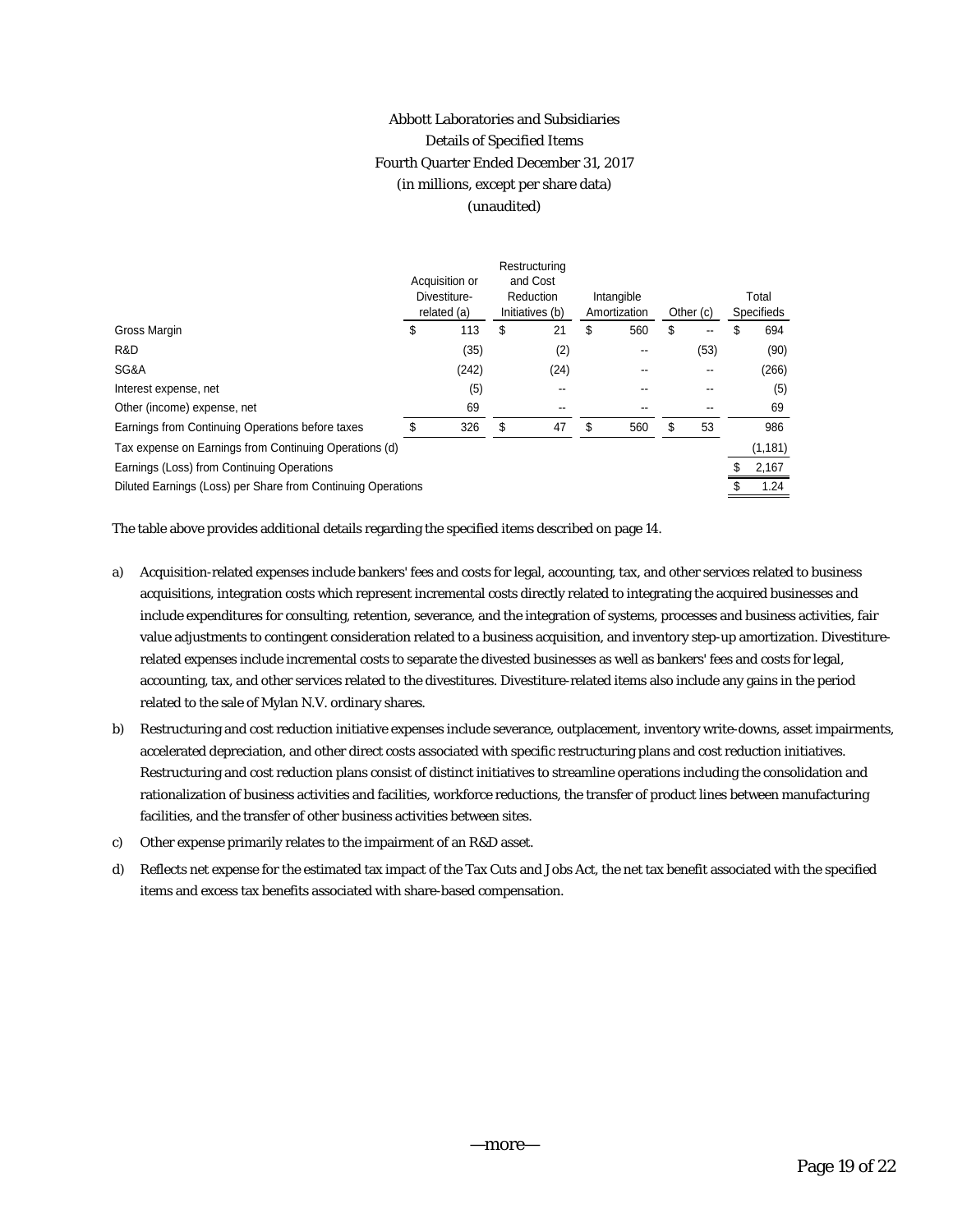# Abbott Laboratories and Subsidiaries

## Details of Specified Items

### Fourth Quarter Ended December 31, 2017

(in millions, except per share data)

(unaudited)

| | Acquisition or Divestiture-related (a) | Restructuring and Cost Reduction Initiatives (b) | Intangible Amortization | Other (c) | Total Specifieds |
|---|---|---|---|---|---|
| Gross Margin | $ 113 | $ 21 | $ 560 | $ -- | $ 694 |
| R&D | (35) | (2) | -- | (53) | (90) |
| SG&A | (242) | (24) | -- | -- | (266) |
| Interest expense, net | (5) | -- | -- | -- | (5) |
| Other (income) expense, net | 69 | -- | -- | -- | 69 |
| Earnings from Continuing Operations before taxes | $ 326 | $ 47 | $ 560 | $ 53 | 986 |
| Tax expense on Earnings from Continuing Operations (d) | | | | | (1,181) |
| Earnings (Loss) from Continuing Operations | | | | | $ 2,167 |
| Diluted Earnings (Loss) per Share from Continuing Operations | | | | | $ 1.24 |

The table above provides additional details regarding the specified items described on page 14.

a) Acquisition-related expenses include bankers' fees and costs for legal, accounting, tax, and other services related to business acquisitions, integration costs which represent incremental costs directly related to integrating the acquired businesses and include expenditures for consulting, retention, severance, and the integration of systems, processes and business activities, fair value adjustments to contingent consideration related to a business acquisition, and inventory step-up amortization. Divestiture-related expenses include incremental costs to separate the divested businesses as well as bankers' fees and costs for legal, accounting, tax, and other services related to the divestitures. Divestiture-related items also include any gains in the period related to the sale of Mylan N.V. ordinary shares.

b) Restructuring and cost reduction initiative expenses include severance, outplacement, inventory write-downs, asset impairments, accelerated depreciation, and other direct costs associated with specific restructuring plans and cost reduction initiatives. Restructuring and cost reduction plans consist of distinct initiatives to streamline operations including the consolidation and rationalization of business activities and facilities, workforce reductions, the transfer of product lines between manufacturing facilities, and the transfer of other business activities between sites.

c) Other expense primarily relates to the impairment of an R&D asset.

d) Reflects net expense for the estimated tax impact of the Tax Cuts and Jobs Act, the net tax benefit associated with the specified items and excess tax benefits associated with share-based compensation.

—more—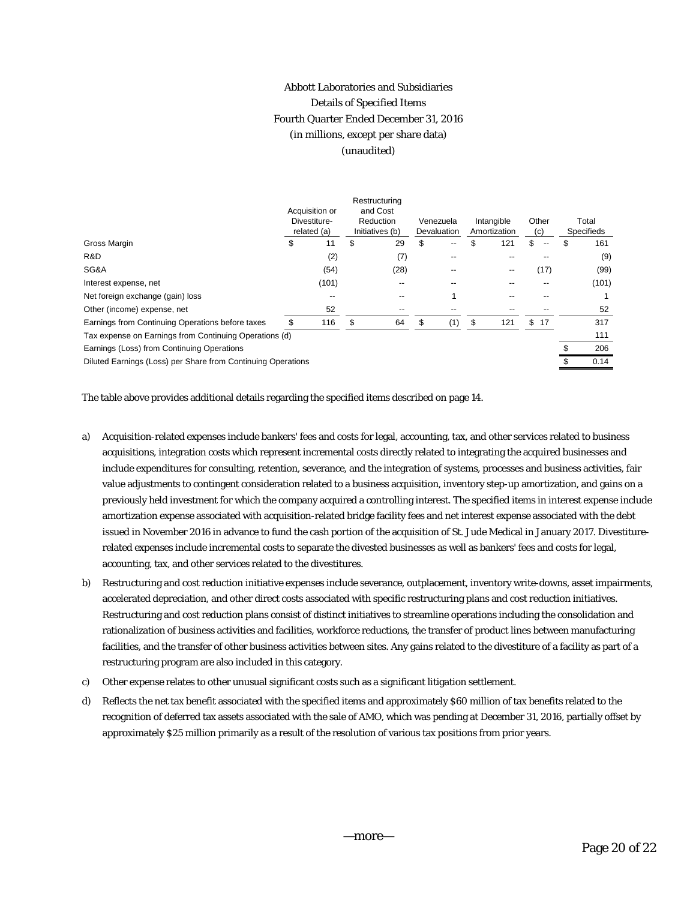# Abbott Laboratories and Subsidiaries
## Details of Specified Items
## Fourth Quarter Ended December 31, 2016
## (in millions, except per share data)
## (unaudited)

| | Acquisition or Divestiture-related (a) | Restructuring and Cost Reduction Initiatives (b) | Venezuela Devaluation | Intangible Amortization | Other (c) | Total Specifieds |
|---|---|---|---|---|---|---|
| Gross Margin | $ 11 | $ 29 | $ -- | $ 121 | $ -- | $ 161 |
| R&D | (2) | (7) | -- | -- | -- | (9) |
| SG&A | (54) | (28) | -- | -- | (17) | (99) |
| Interest expense, net | (101) | -- | -- | -- | -- | (101) |
| Net foreign exchange (gain) loss | -- | -- | 1 | -- | -- | 1 |
| Other (income) expense, net | 52 | -- | -- | -- | -- | 52 |
| Earnings from Continuing Operations before taxes | $ 116 | $ 64 | $ (1) | $ 121 | $ 17 | 317 |
| Tax expense on Earnings from Continuing Operations (d) | | | | | | 111 |
| Earnings (Loss) from Continuing Operations | | | | | | $ 206 |
| Diluted Earnings (Loss) per Share from Continuing Operations | | | | | | $ 0.14 |

The table above provides additional details regarding the specified items described on page 14.

a) Acquisition-related expenses include bankers' fees and costs for legal, accounting, tax, and other services related to business acquisitions, integration costs which represent incremental costs directly related to integrating the acquired businesses and include expenditures for consulting, retention, severance, and the integration of systems, processes and business activities, fair value adjustments to contingent consideration related to a business acquisition, inventory step-up amortization, and gains on a previously held investment for which the company acquired a controlling interest. The specified items in interest expense include amortization expense associated with acquisition-related bridge facility fees and net interest expense associated with the debt issued in November 2016 in advance to fund the cash portion of the acquisition of St. Jude Medical in January 2017. Divestiture-related expenses include incremental costs to separate the divested businesses as well as bankers' fees and costs for legal, accounting, tax, and other services related to the divestitures.

b) Restructuring and cost reduction initiative expenses include severance, outplacement, inventory write-downs, asset impairments, accelerated depreciation, and other direct costs associated with specific restructuring plans and cost reduction initiatives. Restructuring and cost reduction plans consist of distinct initiatives to streamline operations including the consolidation and rationalization of business activities and facilities, workforce reductions, the transfer of product lines between manufacturing facilities, and the transfer of other business activities between sites. Any gains related to the divestiture of a facility as part of a restructuring program are also included in this category.

c) Other expense relates to other unusual significant costs such as a significant litigation settlement.

d) Reflects the net tax benefit associated with the specified items and approximately $60 million of tax benefits related to the recognition of deferred tax assets associated with the sale of AMO, which was pending at December 31, 2016, partially offset by approximately $25 million primarily as a result of the resolution of various tax positions from prior years.

—more—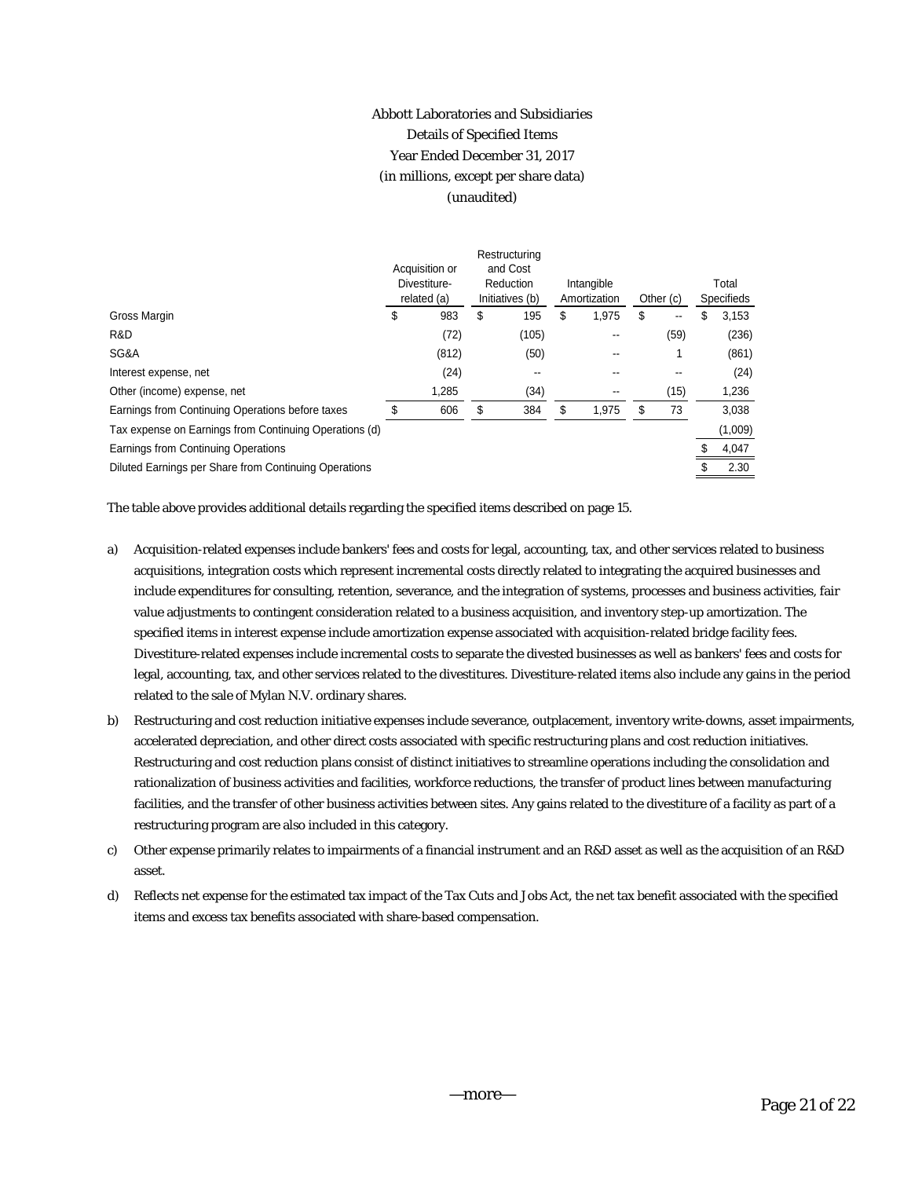# Abbott Laboratories and Subsidiaries

Details of Specified Items

Year Ended December 31, 2017

(in millions, except per share data)

(unaudited)

| | Acquisition or Divestiture-related (a) | Restructuring and Cost Reduction Initiatives (b) | Intangible Amortization | Other (c) | Total Specifieds |
|---|---|---|---|---|---|
| Gross Margin | $ 983 | $ 195 | $ 1,975 | $ -- | $ 3,153 |
| R&D | (72) | (105) | -- | (59) | (236) |
| SG&A | (812) | (50) | -- | 1 | (861) |
| Interest expense, net | (24) | -- | -- | -- | (24) |
| Other (income) expense, net | 1,285 | (34) | -- | (15) | 1,236 |
| Earnings from Continuing Operations before taxes | $ 606 | $ 384 | $ 1,975 | $ 73 | 3,038 |
| Tax expense on Earnings from Continuing Operations (d) | | | | | (1,009) |
| Earnings from Continuing Operations | | | | | $ 4,047 |
| Diluted Earnings per Share from Continuing Operations | | | | | $ 2.30 |

The table above provides additional details regarding the specified items described on page 15.

a) Acquisition-related expenses include bankers' fees and costs for legal, accounting, tax, and other services related to business acquisitions, integration costs which represent incremental costs directly related to integrating the acquired businesses and include expenditures for consulting, retention, severance, and the integration of systems, processes and business activities, fair value adjustments to contingent consideration related to a business acquisition, and inventory step-up amortization. The specified items in interest expense include amortization expense associated with acquisition-related bridge facility fees. Divestiture-related expenses include incremental costs to separate the divested businesses as well as bankers' fees and costs for legal, accounting, tax, and other services related to the divestitures. Divestiture-related items also include any gains in the period related to the sale of Mylan N.V. ordinary shares.

b) Restructuring and cost reduction initiative expenses include severance, outplacement, inventory write-downs, asset impairments, accelerated depreciation, and other direct costs associated with specific restructuring plans and cost reduction initiatives. Restructuring and cost reduction plans consist of distinct initiatives to streamline operations including the consolidation and rationalization of business activities and facilities, workforce reductions, the transfer of product lines between manufacturing facilities, and the transfer of other business activities between sites. Any gains related to the divestiture of a facility as part of a restructuring program are also included in this category.

c) Other expense primarily relates to impairments of a financial instrument and an R&D asset as well as the acquisition of an R&D asset.

d) Reflects net expense for the estimated tax impact of the Tax Cuts and Jobs Act, the net tax benefit associated with the specified items and excess tax benefits associated with share-based compensation.

—more—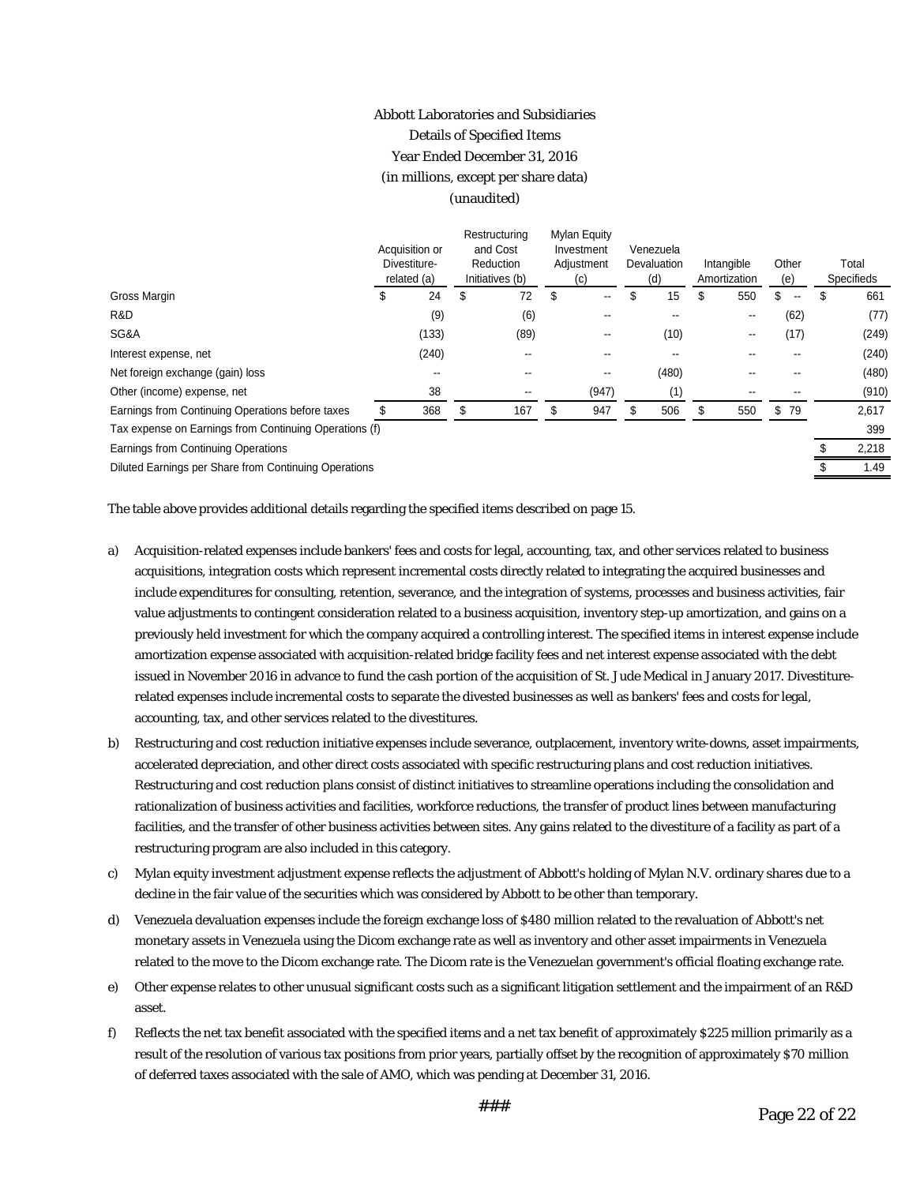Abbott Laboratories and Subsidiaries
Details of Specified Items
Year Ended December 31, 2016
(in millions, except per share data)
(unaudited)

| | Acquisition or Divestiture-related (a) | Restructuring and Cost Reduction Initiatives (b) | Mylan Equity Investment Adjustment (c) | Venezuela Devaluation (d) | Intangible Amortization | Other (e) | Total Specifieds |
|---|---|---|---|---|---|---|---|
| Gross Margin | $ 24 | $ 72 | $ -- | $ 15 | $ 550 | $ -- | $ 661 |
| R&D | (9) | (6) | -- | -- | -- | (62) | (77) |
| SG&A | (133) | (89) | -- | (10) | -- | (17) | (249) |
| Interest expense, net | (240) | -- | -- | -- | -- | -- | (240) |
| Net foreign exchange (gain) loss | -- | -- | -- | (480) | -- | -- | (480) |
| Other (income) expense, net | 38 | -- | (947) | (1) | -- | -- | (910) |
| Earnings from Continuing Operations before taxes | $ 368 | $ 167 | $ 947 | $ 506 | $ 550 | $ 79 | 2,617 |
| Tax expense on Earnings from Continuing Operations (f) | | | | | | | 399 |
| Earnings from Continuing Operations | | | | | | | $ 2,218 |
| Diluted Earnings per Share from Continuing Operations | | | | | | | $ 1.49 |

The table above provides additional details regarding the specified items described on page 15.

a) Acquisition-related expenses include bankers' fees and costs for legal, accounting, tax, and other services related to business acquisitions, integration costs which represent incremental costs directly related to integrating the acquired businesses and include expenditures for consulting, retention, severance, and the integration of systems, processes and business activities, fair value adjustments to contingent consideration related to a business acquisition, inventory step-up amortization, and gains on a previously held investment for which the company acquired a controlling interest. The specified items in interest expense include amortization expense associated with acquisition-related bridge facility fees and net interest expense associated with the debt issued in November 2016 in advance to fund the cash portion of the acquisition of St. Jude Medical in January 2017. Divestiture-related expenses include incremental costs to separate the divested businesses as well as bankers' fees and costs for legal, accounting, tax, and other services related to the divestitures.

b) Restructuring and cost reduction initiative expenses include severance, outplacement, inventory write-downs, asset impairments, accelerated depreciation, and other direct costs associated with specific restructuring plans and cost reduction initiatives. Restructuring and cost reduction plans consist of distinct initiatives to streamline operations including the consolidation and rationalization of business activities and facilities, workforce reductions, the transfer of product lines between manufacturing facilities, and the transfer of other business activities between sites. Any gains related to the divestiture of a facility as part of a restructuring program are also included in this category.

c) Mylan equity investment adjustment expense reflects the adjustment of Abbott's holding of Mylan N.V. ordinary shares due to a decline in the fair value of the securities which was considered by Abbott to be other than temporary.

d) Venezuela devaluation expenses include the foreign exchange loss of $480 million related to the revaluation of Abbott's net monetary assets in Venezuela using the Dicom exchange rate as well as inventory and other asset impairments in Venezuela related to the move to the Dicom exchange rate. The Dicom rate is the Venezuelan government's official floating exchange rate.

e) Other expense relates to other unusual significant costs such as a significant litigation settlement and the impairment of an R&D asset.

f) Reflects the net tax benefit associated with the specified items and a net tax benefit of approximately $225 million primarily as a result of the resolution of various tax positions from prior years, partially offset by the recognition of approximately $70 million of deferred taxes associated with the sale of AMO, which was pending at December 31, 2016.

###